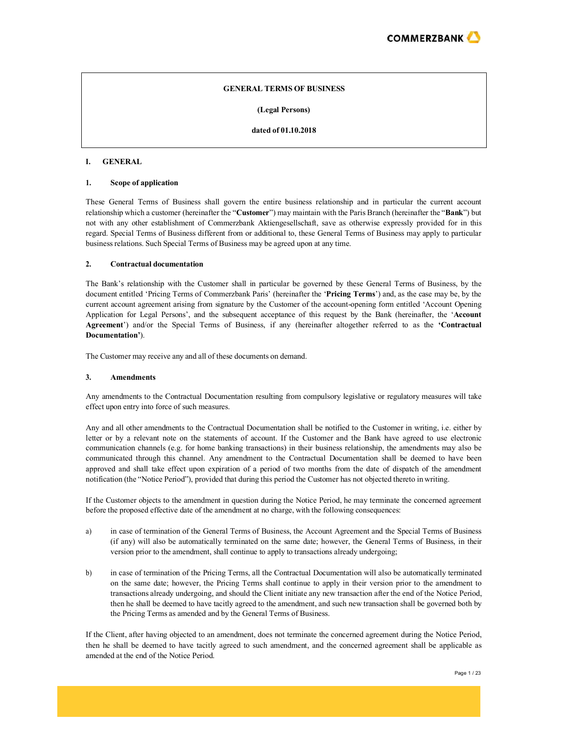# GENERAL TERMS OF BUSINESS

**(Legal Persons)**

**dated of 01.10.2018**

## I. GENERAL

### 1. Scope of application

These General Terms of Business shall govern the entire business relationship and in particular the current account relationship which a customer (hereinafter the "**Customer**") may maintain with the Paris Branch (hereinafter the "**Bank**") but not with any other establishment of Commerzbank Aktiengesellschaft, save as otherwise expressly provided for in this regard. Special Terms of Business different from or additional to, these General Terms of Business may apply to particular business relations. Such Special Terms of Business may be agreed upon at any time.

### 2. Contractual documentation

The Bank's relationship with the Customer shall in particular be governed by these General Terms of Business, by the document entitled 'Pricing Terms of Commerzbank Paris' (hereinafter the '**Pricing Terms**') and, as the case may be, by the current account agreement arising from signature by the Customer of the account-opening form entitled 'Account Opening Application for Legal Persons', and the subsequent acceptance of this request by the Bank (hereinafter, the '**Account Agreement**') and/or the Special Terms of Business, if any (hereinafter altogether referred to as the **'Contractual Documentation'**).

The Customer may receive any and all of these documents on demand.

### 3. Amendments

Any amendments to the Contractual Documentation resulting from compulsory legislative or regulatory measures will take effect upon entry into force of such measures.

Any and all other amendments to the Contractual Documentation shall be notified to the Customer in writing, i.e. either by letter or by a relevant note on the statements of account. If the Customer and the Bank have agreed to use electronic communication channels (e.g. for home banking transactions) in their business relationship, the amendments may also be communicated through this channel. Any amendment to the Contractual Documentation shall be deemed to have been approved and shall take effect upon expiration of a period of two months from the date of dispatch of the amendment notification (the "Notice Period"), provided that during this period the Customer has not objected thereto in writing.

If the Customer objects to the amendment in question during the Notice Period, he may terminate the concerned agreement before the proposed effective date of the amendment at no charge, with the following consequences:

a) in case of termination of the General Terms of Business, the Account Agreement and the Special Terms of Business (if any) will also be automatically terminated on the same date; however, the General Terms of Business, in their version prior to the amendment, shall continue to apply to transactions already undergoing;

b) in case of termination of the Pricing Terms, all the Contractual Documentation will also be automatically terminated on the same date; however, the Pricing Terms shall continue to apply in their version prior to the amendment to transactions already undergoing, and should the Client initiate any new transaction after the end of the Notice Period, then he shall be deemed to have tacitly agreed to the amendment, and such new transaction shall be governed both by the Pricing Terms as amended and by the General Terms of Business.

If the Client, after having objected to an amendment, does not terminate the concerned agreement during the Notice Period, then he shall be deemed to have tacitly agreed to such amendment, and the concerned agreement shall be applicable as amended at the end of the Notice Period.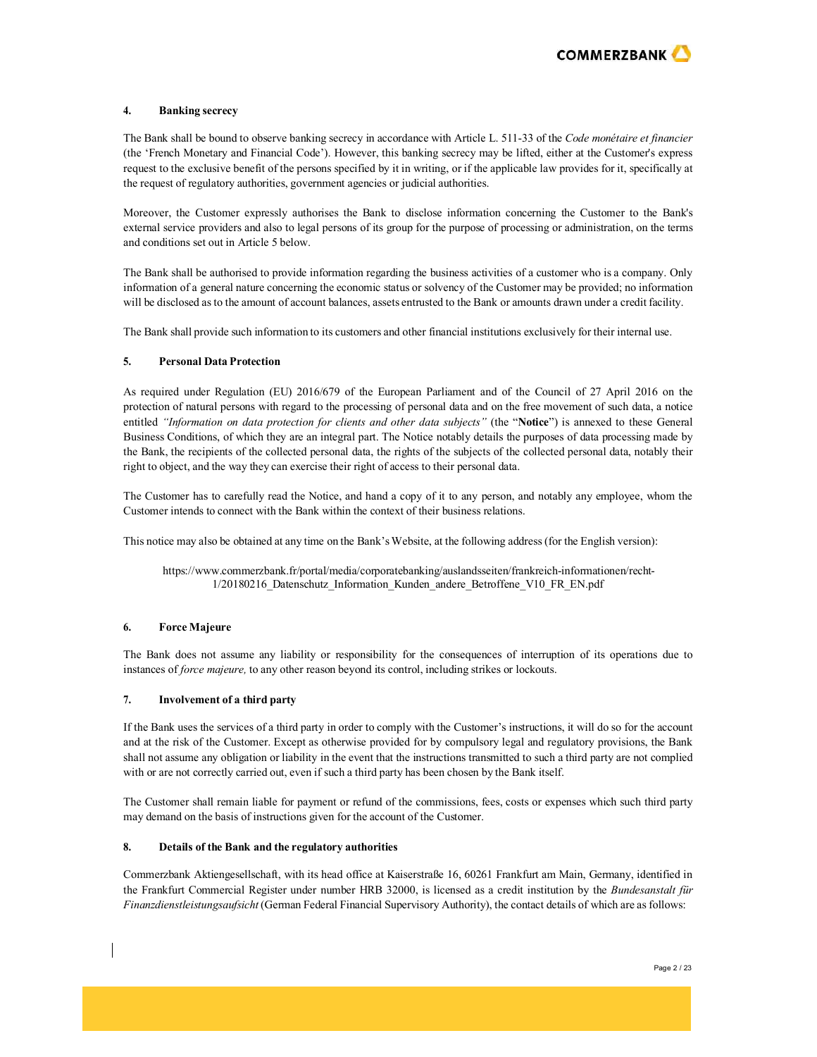## 4. Banking secrecy

The Bank shall be bound to observe banking secrecy in accordance with Article L. 511-33 of the *Code monétaire et financier* (the 'French Monetary and Financial Code'). However, this banking secrecy may be lifted, either at the Customer's express request to the exclusive benefit of the persons specified by it in writing, or if the applicable law provides for it, specifically at the request of regulatory authorities, government agencies or judicial authorities.

Moreover, the Customer expressly authorises the Bank to disclose information concerning the Customer to the Bank's external service providers and also to legal persons of its group for the purpose of processing or administration, on the terms and conditions set out in Article 5 below.

The Bank shall be authorised to provide information regarding the business activities of a customer who is a company. Only information of a general nature concerning the economic status or solvency of the Customer may be provided; no information will be disclosed as to the amount of account balances, assets entrusted to the Bank or amounts drawn under a credit facility.

The Bank shall provide such information to its customers and other financial institutions exclusively for their internal use.

## 5. Personal Data Protection

As required under Regulation (EU) 2016/679 of the European Parliament and of the Council of 27 April 2016 on the protection of natural persons with regard to the processing of personal data and on the free movement of such data, a notice entitled *"Information on data protection for clients and other data subjects"* (the "**Notice**") is annexed to these General Business Conditions, of which they are an integral part. The Notice notably details the purposes of data processing made by the Bank, the recipients of the collected personal data, the rights of the subjects of the collected personal data, notably their right to object, and the way they can exercise their right of access to their personal data.

The Customer has to carefully read the Notice, and hand a copy of it to any person, and notably any employee, whom the Customer intends to connect with the Bank within the context of their business relations.

This notice may also be obtained at any time on the Bank's Website, at the following address (for the English version):

https://www.commerzbank.fr/portal/media/corporatebanking/auslandsseiten/frankreich-informationen/recht-1/20180216_Datenschutz_Information_Kunden_andere_Betroffene_V10_FR_EN.pdf

## 6. Force Majeure

The Bank does not assume any liability or responsibility for the consequences of interruption of its operations due to instances of *force majeure,* to any other reason beyond its control, including strikes or lockouts.

## 7. Involvement of a third party

If the Bank uses the services of a third party in order to comply with the Customer's instructions, it will do so for the account and at the risk of the Customer. Except as otherwise provided for by compulsory legal and regulatory provisions, the Bank shall not assume any obligation or liability in the event that the instructions transmitted to such a third party are not complied with or are not correctly carried out, even if such a third party has been chosen by the Bank itself.

The Customer shall remain liable for payment or refund of the commissions, fees, costs or expenses which such third party may demand on the basis of instructions given for the account of the Customer.

## 8. Details of the Bank and the regulatory authorities

Commerzbank Aktiengesellschaft, with its head office at Kaiserstraße 16, 60261 Frankfurt am Main, Germany, identified in the Frankfurt Commercial Register under number HRB 32000, is licensed as a credit institution by the *Bundesanstalt für Finanzdienstleistungsaufsicht* (German Federal Financial Supervisory Authority), the contact details of which are as follows: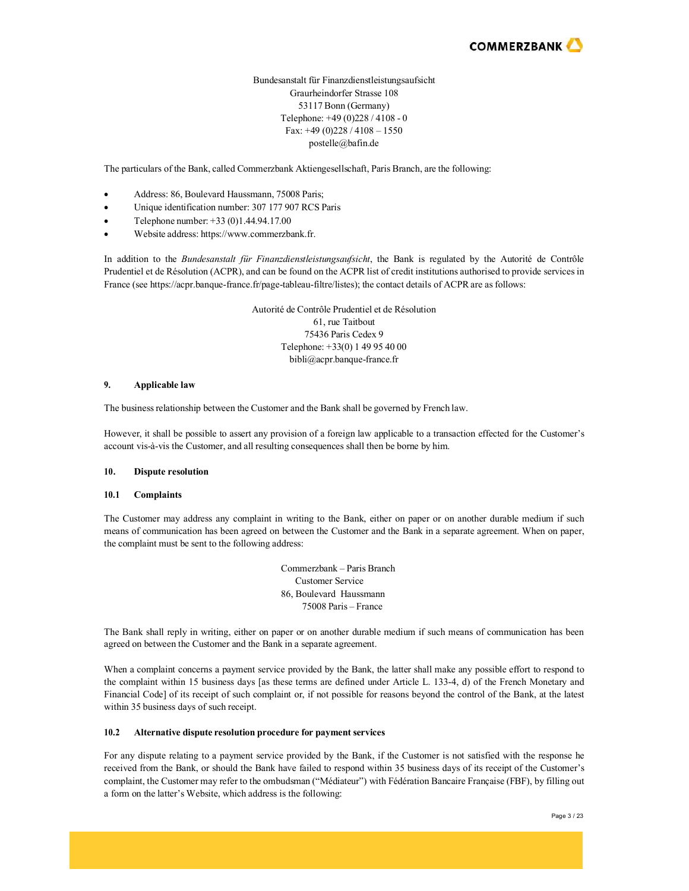Bundesanstalt für Finanzdienstleistungsaufsicht
Graurheindorfer Strasse 108
53117 Bonn (Germany)
Telephone: +49 (0)228 / 4108 - 0
Fax: +49 (0)228 / 4108 – 1550
postelle@bafin.de

The particulars of the Bank, called Commerzbank Aktiengesellschaft, Paris Branch, are the following:

- Address: 86, Boulevard Haussmann, 75008 Paris;
- Unique identification number: 307 177 907 RCS Paris
- Telephone number: +33 (0)1.44.94.17.00
- Website address: https://www.commerzbank.fr.

In addition to the *Bundesanstalt für Finanzdienstleistungsaufsicht*, the Bank is regulated by the Autorité de Contrôle Prudentiel et de Résolution (ACPR), and can be found on the ACPR list of credit institutions authorised to provide services in France (see https://acpr.banque-france.fr/page-tableau-filtre/listes); the contact details of ACPR are as follows:

Autorité de Contrôle Prudentiel et de Résolution
61, rue Taitbout
75436 Paris Cedex 9
Telephone: +33(0) 1 49 95 40 00
bibli@acpr.banque-france.fr

## 9. Applicable law

The business relationship between the Customer and the Bank shall be governed by French law.

However, it shall be possible to assert any provision of a foreign law applicable to a transaction effected for the Customer's account vis-à-vis the Customer, and all resulting consequences shall then be borne by him.

## 10. Dispute resolution

### 10.1 Complaints

The Customer may address any complaint in writing to the Bank, either on paper or on another durable medium if such means of communication has been agreed on between the Customer and the Bank in a separate agreement. When on paper, the complaint must be sent to the following address:

Commerzbank – Paris Branch
Customer Service
86, Boulevard Haussmann
75008 Paris – France

The Bank shall reply in writing, either on paper or on another durable medium if such means of communication has been agreed on between the Customer and the Bank in a separate agreement.

When a complaint concerns a payment service provided by the Bank, the latter shall make any possible effort to respond to the complaint within 15 business days [as these terms are defined under Article L. 133-4, d) of the French Monetary and Financial Code] of its receipt of such complaint or, if not possible for reasons beyond the control of the Bank, at the latest within 35 business days of such receipt.

### 10.2 Alternative dispute resolution procedure for payment services

For any dispute relating to a payment service provided by the Bank, if the Customer is not satisfied with the response he received from the Bank, or should the Bank have failed to respond within 35 business days of its receipt of the Customer's complaint, the Customer may refer to the ombudsman ("Médiateur") with Fédération Bancaire Française (FBF), by filling out a form on the latter's Website, which address is the following: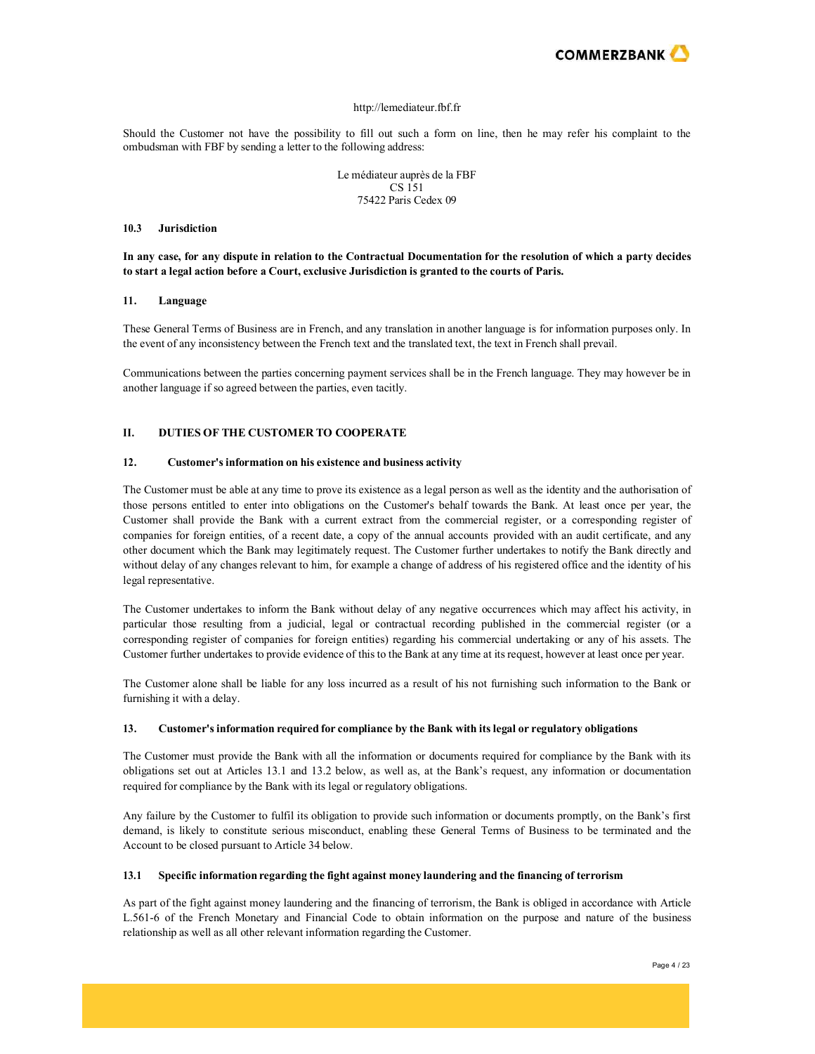http://lemediateur.fbf.fr

Should the Customer not have the possibility to fill out such a form on line, then he may refer his complaint to the ombudsman with FBF by sending a letter to the following address:

Le médiateur auprès de la FBF
CS 151
75422 Paris Cedex 09

### 10.3 Jurisdiction

**In any case, for any dispute in relation to the Contractual Documentation for the resolution of which a party decides to start a legal action before a Court, exclusive Jurisdiction is granted to the courts of Paris.**

### 11. Language

These General Terms of Business are in French, and any translation in another language is for information purposes only. In the event of any inconsistency between the French text and the translated text, the text in French shall prevail.

Communications between the parties concerning payment services shall be in the French language. They may however be in another language if so agreed between the parties, even tacitly.

## II. DUTIES OF THE CUSTOMER TO COOPERATE

### 12. Customer's information on his existence and business activity

The Customer must be able at any time to prove its existence as a legal person as well as the identity and the authorisation of those persons entitled to enter into obligations on the Customer's behalf towards the Bank. At least once per year, the Customer shall provide the Bank with a current extract from the commercial register, or a corresponding register of companies for foreign entities, of a recent date, a copy of the annual accounts provided with an audit certificate, and any other document which the Bank may legitimately request. The Customer further undertakes to notify the Bank directly and without delay of any changes relevant to him, for example a change of address of his registered office and the identity of his legal representative.

The Customer undertakes to inform the Bank without delay of any negative occurrences which may affect his activity, in particular those resulting from a judicial, legal or contractual recording published in the commercial register (or a corresponding register of companies for foreign entities) regarding his commercial undertaking or any of his assets. The Customer further undertakes to provide evidence of this to the Bank at any time at its request, however at least once per year.

The Customer alone shall be liable for any loss incurred as a result of his not furnishing such information to the Bank or furnishing it with a delay.

### 13. Customer's information required for compliance by the Bank with its legal or regulatory obligations

The Customer must provide the Bank with all the information or documents required for compliance by the Bank with its obligations set out at Articles 13.1 and 13.2 below, as well as, at the Bank's request, any information or documentation required for compliance by the Bank with its legal or regulatory obligations.

Any failure by the Customer to fulfil its obligation to provide such information or documents promptly, on the Bank's first demand, is likely to constitute serious misconduct, enabling these General Terms of Business to be terminated and the Account to be closed pursuant to Article 34 below.

### 13.1 Specific information regarding the fight against money laundering and the financing of terrorism

As part of the fight against money laundering and the financing of terrorism, the Bank is obliged in accordance with Article L.561-6 of the French Monetary and Financial Code to obtain information on the purpose and nature of the business relationship as well as all other relevant information regarding the Customer.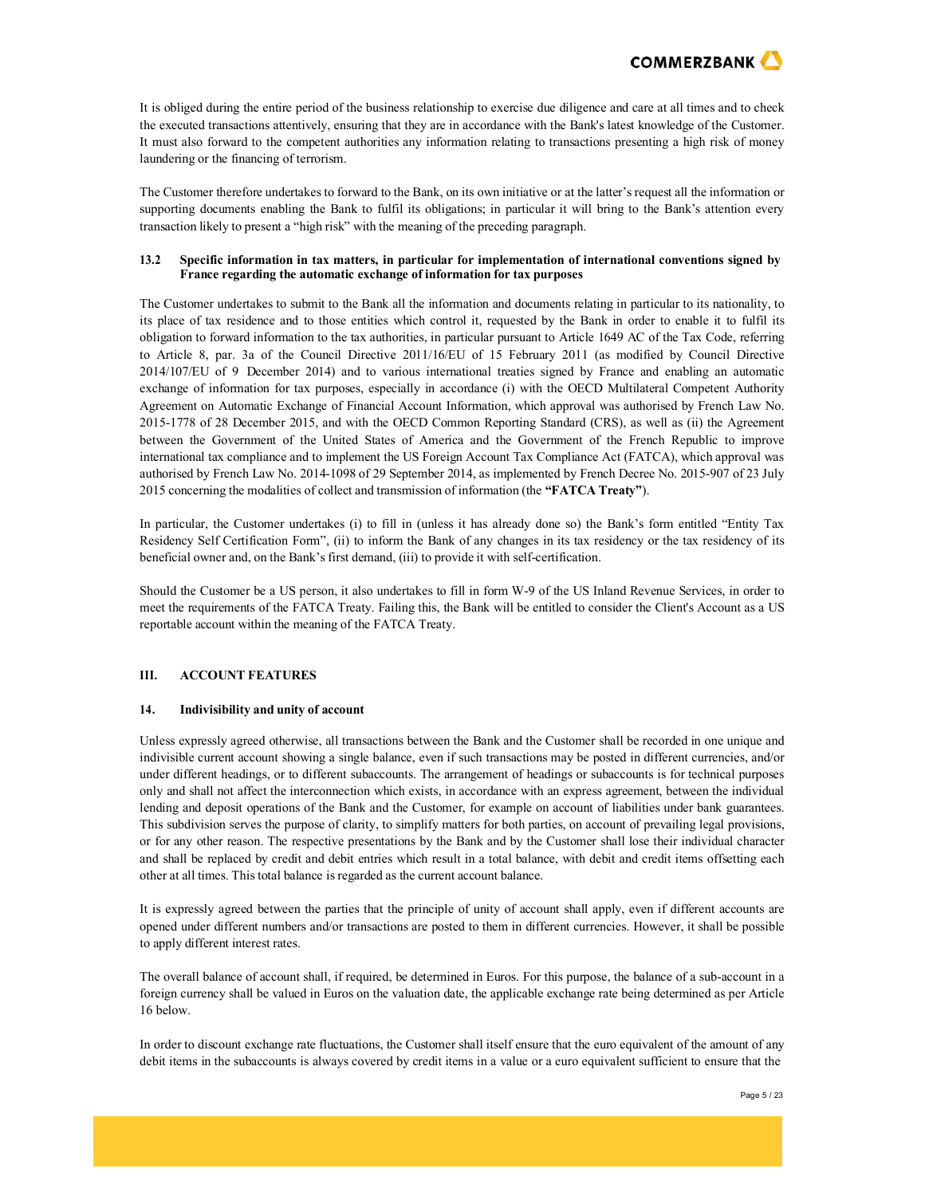It is obliged during the entire period of the business relationship to exercise due diligence and care at all times and to check the executed transactions attentively, ensuring that they are in accordance with the Bank's latest knowledge of the Customer. It must also forward to the competent authorities any information relating to transactions presenting a high risk of money laundering or the financing of terrorism.

The Customer therefore undertakes to forward to the Bank, on its own initiative or at the latter's request all the information or supporting documents enabling the Bank to fulfil its obligations; in particular it will bring to the Bank's attention every transaction likely to present a "high risk" with the meaning of the preceding paragraph.

#### 13.2 Specific information in tax matters, in particular for implementation of international conventions signed by France regarding the automatic exchange of information for tax purposes

The Customer undertakes to submit to the Bank all the information and documents relating in particular to its nationality, to its place of tax residence and to those entities which control it, requested by the Bank in order to enable it to fulfil its obligation to forward information to the tax authorities, in particular pursuant to Article 1649 AC of the Tax Code, referring to Article 8, par. 3a of the Council Directive 2011/16/EU of 15 February 2011 (as modified by Council Directive 2014/107/EU of 9 December 2014) and to various international treaties signed by France and enabling an automatic exchange of information for tax purposes, especially in accordance (i) with the OECD Multilateral Competent Authority Agreement on Automatic Exchange of Financial Account Information, which approval was authorised by French Law No. 2015-1778 of 28 December 2015, and with the OECD Common Reporting Standard (CRS), as well as (ii) the Agreement between the Government of the United States of America and the Government of the French Republic to improve international tax compliance and to implement the US Foreign Account Tax Compliance Act (FATCA), which approval was authorised by French Law No. 2014-1098 of 29 September 2014, as implemented by French Decree No. 2015-907 of 23 July 2015 concerning the modalities of collect and transmission of information (the **"FATCA Treaty"**).

In particular, the Customer undertakes (i) to fill in (unless it has already done so) the Bank's form entitled "Entity Tax Residency Self Certification Form", (ii) to inform the Bank of any changes in its tax residency or the tax residency of its beneficial owner and, on the Bank's first demand, (iii) to provide it with self-certification.

Should the Customer be a US person, it also undertakes to fill in form W-9 of the US Inland Revenue Services, in order to meet the requirements of the FATCA Treaty. Failing this, the Bank will be entitled to consider the Client's Account as a US reportable account within the meaning of the FATCA Treaty.

## III. ACCOUNT FEATURES

### 14. Indivisibility and unity of account

Unless expressly agreed otherwise, all transactions between the Bank and the Customer shall be recorded in one unique and indivisible current account showing a single balance, even if such transactions may be posted in different currencies, and/or under different headings, or to different subaccounts. The arrangement of headings or subaccounts is for technical purposes only and shall not affect the interconnection which exists, in accordance with an express agreement, between the individual lending and deposit operations of the Bank and the Customer, for example on account of liabilities under bank guarantees. This subdivision serves the purpose of clarity, to simplify matters for both parties, on account of prevailing legal provisions, or for any other reason. The respective presentations by the Bank and by the Customer shall lose their individual character and shall be replaced by credit and debit entries which result in a total balance, with debit and credit items offsetting each other at all times. This total balance is regarded as the current account balance.

It is expressly agreed between the parties that the principle of unity of account shall apply, even if different accounts are opened under different numbers and/or transactions are posted to them in different currencies. However, it shall be possible to apply different interest rates.

The overall balance of account shall, if required, be determined in Euros. For this purpose, the balance of a sub-account in a foreign currency shall be valued in Euros on the valuation date, the applicable exchange rate being determined as per Article 16 below.

In order to discount exchange rate fluctuations, the Customer shall itself ensure that the euro equivalent of the amount of any debit items in the subaccounts is always covered by credit items in a value or a euro equivalent sufficient to ensure that the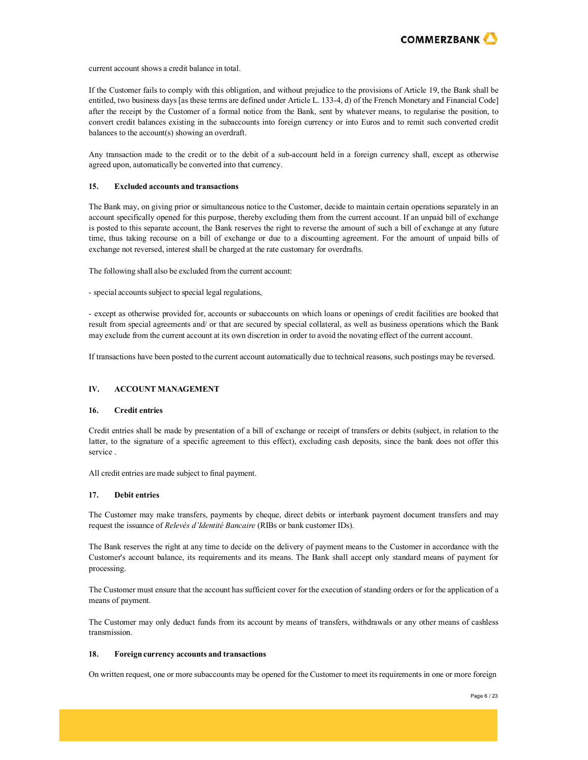current account shows a credit balance in total.

If the Customer fails to comply with this obligation, and without prejudice to the provisions of Article 19, the Bank shall be entitled, two business days [as these terms are defined under Article L. 133-4, d) of the French Monetary and Financial Code] after the receipt by the Customer of a formal notice from the Bank, sent by whatever means, to regularise the position, to convert credit balances existing in the subaccounts into foreign currency or into Euros and to remit such converted credit balances to the account(s) showing an overdraft.

Any transaction made to the credit or to the debit of a sub-account held in a foreign currency shall, except as otherwise agreed upon, automatically be converted into that currency.

### 15. Excluded accounts and transactions

The Bank may, on giving prior or simultaneous notice to the Customer, decide to maintain certain operations separately in an account specifically opened for this purpose, thereby excluding them from the current account. If an unpaid bill of exchange is posted to this separate account, the Bank reserves the right to reverse the amount of such a bill of exchange at any future time, thus taking recourse on a bill of exchange or due to a discounting agreement. For the amount of unpaid bills of exchange not reversed, interest shall be charged at the rate customary for overdrafts.

The following shall also be excluded from the current account:

- special accounts subject to special legal regulations,

- except as otherwise provided for, accounts or subaccounts on which loans or openings of credit facilities are booked that result from special agreements and/ or that are secured by special collateral, as well as business operations which the Bank may exclude from the current account at its own discretion in order to avoid the novating effect of the current account.

If transactions have been posted to the current account automatically due to technical reasons, such postings may be reversed.

## IV. ACCOUNT MANAGEMENT

### 16. Credit entries

Credit entries shall be made by presentation of a bill of exchange or receipt of transfers or debits (subject, in relation to the latter, to the signature of a specific agreement to this effect), excluding cash deposits, since the bank does not offer this service .

All credit entries are made subject to final payment.

### 17. Debit entries

The Customer may make transfers, payments by cheque, direct debits or interbank payment document transfers and may request the issuance of *Relevés d'Identité Bancaire* (RIBs or bank customer IDs).

The Bank reserves the right at any time to decide on the delivery of payment means to the Customer in accordance with the Customer's account balance, its requirements and its means. The Bank shall accept only standard means of payment for processing.

The Customer must ensure that the account has sufficient cover for the execution of standing orders or for the application of a means of payment.

The Customer may only deduct funds from its account by means of transfers, withdrawals or any other means of cashless transmission.

### 18. Foreign currency accounts and transactions

On written request, one or more subaccounts may be opened for the Customer to meet its requirements in one or more foreign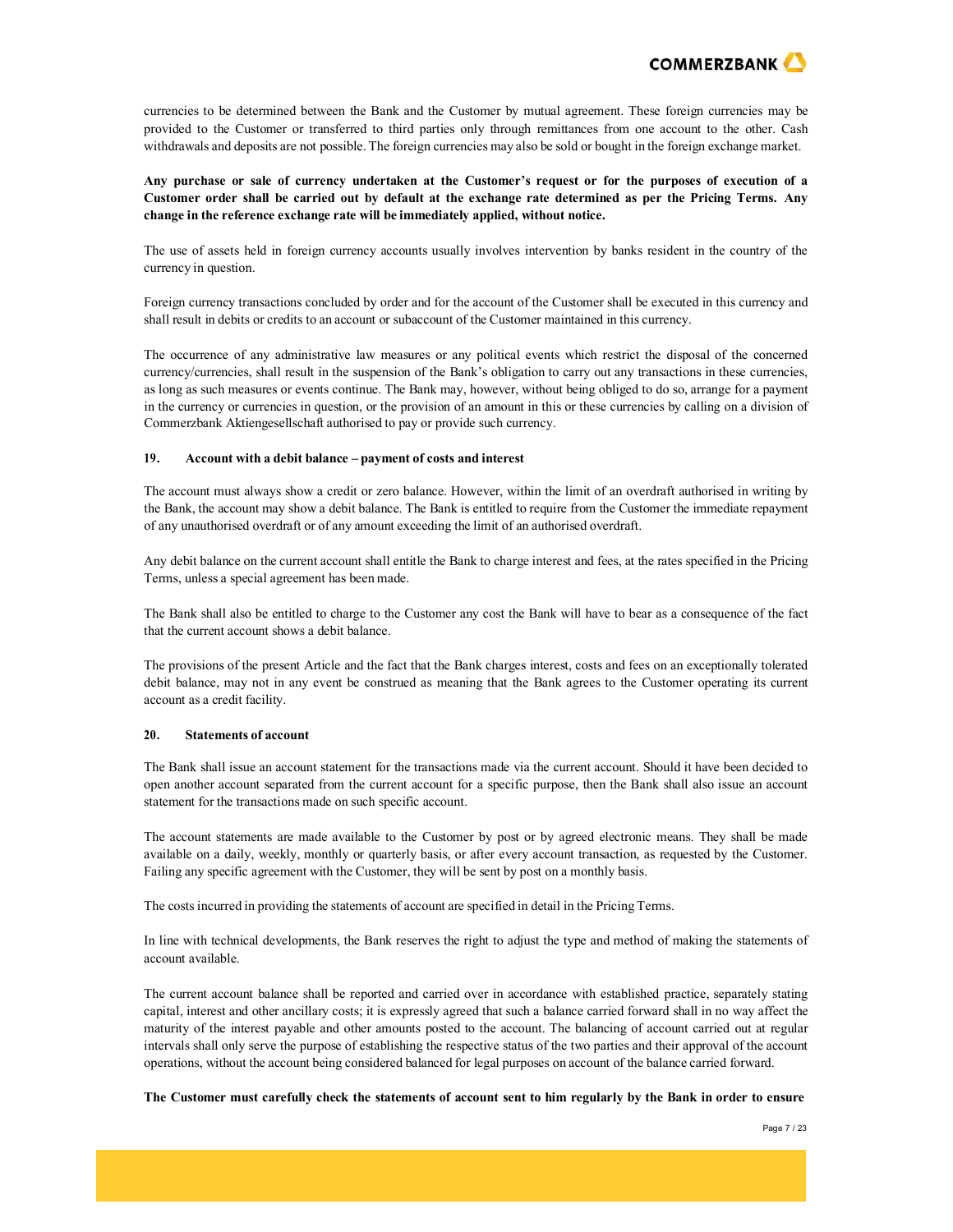currencies to be determined between the Bank and the Customer by mutual agreement. These foreign currencies may be provided to the Customer or transferred to third parties only through remittances from one account to the other. Cash withdrawals and deposits are not possible. The foreign currencies may also be sold or bought in the foreign exchange market.

**Any purchase or sale of currency undertaken at the Customer's request or for the purposes of execution of a Customer order shall be carried out by default at the exchange rate determined as per the Pricing Terms. Any change in the reference exchange rate will be immediately applied, without notice.**

The use of assets held in foreign currency accounts usually involves intervention by banks resident in the country of the currency in question.

Foreign currency transactions concluded by order and for the account of the Customer shall be executed in this currency and shall result in debits or credits to an account or subaccount of the Customer maintained in this currency.

The occurrence of any administrative law measures or any political events which restrict the disposal of the concerned currency/currencies, shall result in the suspension of the Bank's obligation to carry out any transactions in these currencies, as long as such measures or events continue. The Bank may, however, without being obliged to do so, arrange for a payment in the currency or currencies in question, or the provision of an amount in this or these currencies by calling on a division of Commerzbank Aktiengesellschaft authorised to pay or provide such currency.

### 19. Account with a debit balance – payment of costs and interest

The account must always show a credit or zero balance. However, within the limit of an overdraft authorised in writing by the Bank, the account may show a debit balance. The Bank is entitled to require from the Customer the immediate repayment of any unauthorised overdraft or of any amount exceeding the limit of an authorised overdraft.

Any debit balance on the current account shall entitle the Bank to charge interest and fees, at the rates specified in the Pricing Terms, unless a special agreement has been made.

The Bank shall also be entitled to charge to the Customer any cost the Bank will have to bear as a consequence of the fact that the current account shows a debit balance.

The provisions of the present Article and the fact that the Bank charges interest, costs and fees on an exceptionally tolerated debit balance, may not in any event be construed as meaning that the Bank agrees to the Customer operating its current account as a credit facility.

### 20. Statements of account

The Bank shall issue an account statement for the transactions made via the current account. Should it have been decided to open another account separated from the current account for a specific purpose, then the Bank shall also issue an account statement for the transactions made on such specific account.

The account statements are made available to the Customer by post or by agreed electronic means. They shall be made available on a daily, weekly, monthly or quarterly basis, or after every account transaction, as requested by the Customer. Failing any specific agreement with the Customer, they will be sent by post on a monthly basis.

The costs incurred in providing the statements of account are specified in detail in the Pricing Terms.

In line with technical developments, the Bank reserves the right to adjust the type and method of making the statements of account available.

The current account balance shall be reported and carried over in accordance with established practice, separately stating capital, interest and other ancillary costs; it is expressly agreed that such a balance carried forward shall in no way affect the maturity of the interest payable and other amounts posted to the account. The balancing of account carried out at regular intervals shall only serve the purpose of establishing the respective status of the two parties and their approval of the account operations, without the account being considered balanced for legal purposes on account of the balance carried forward.

**The Customer must carefully check the statements of account sent to him regularly by the Bank in order to ensure**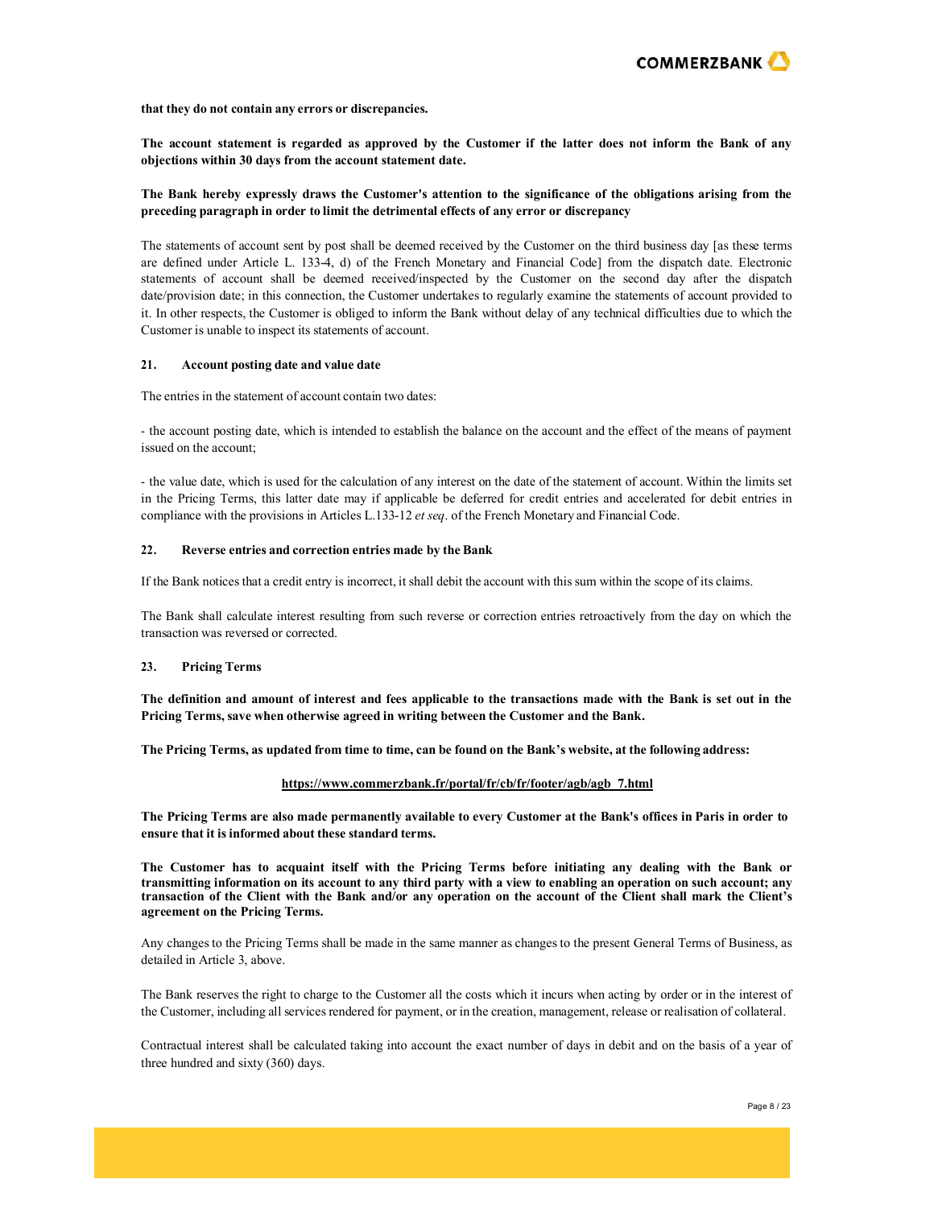**that they do not contain any errors or discrepancies.**

**The account statement is regarded as approved by the Customer if the latter does not inform the Bank of any objections within 30 days from the account statement date.**

**The Bank hereby expressly draws the Customer's attention to the significance of the obligations arising from the preceding paragraph in order to limit the detrimental effects of any error or discrepancy**

The statements of account sent by post shall be deemed received by the Customer on the third business day [as these terms are defined under Article L. 133-4, d) of the French Monetary and Financial Code] from the dispatch date. Electronic statements of account shall be deemed received/inspected by the Customer on the second day after the dispatch date/provision date; in this connection, the Customer undertakes to regularly examine the statements of account provided to it. In other respects, the Customer is obliged to inform the Bank without delay of any technical difficulties due to which the Customer is unable to inspect its statements of account.

## 21. Account posting date and value date

The entries in the statement of account contain two dates:

- the account posting date, which is intended to establish the balance on the account and the effect of the means of payment issued on the account;

- the value date, which is used for the calculation of any interest on the date of the statement of account. Within the limits set in the Pricing Terms, this latter date may if applicable be deferred for credit entries and accelerated for debit entries in compliance with the provisions in Articles L.133-12 *et seq*. of the French Monetary and Financial Code.

## 22. Reverse entries and correction entries made by the Bank

If the Bank notices that a credit entry is incorrect, it shall debit the account with this sum within the scope of its claims.

The Bank shall calculate interest resulting from such reverse or correction entries retroactively from the day on which the transaction was reversed or corrected.

## 23. Pricing Terms

**The definition and amount of interest and fees applicable to the transactions made with the Bank is set out in the Pricing Terms, save when otherwise agreed in writing between the Customer and the Bank.**

**The Pricing Terms, as updated from time to time, can be found on the Bank's website, at the following address:**

**https://www.commerzbank.fr/portal/fr/cb/fr/footer/agb/agb_7.html**

**The Pricing Terms are also made permanently available to every Customer at the Bank's offices in Paris in order to ensure that it is informed about these standard terms.**

**The Customer has to acquaint itself with the Pricing Terms before initiating any dealing with the Bank or transmitting information on its account to any third party with a view to enabling an operation on such account; any transaction of the Client with the Bank and/or any operation on the account of the Client shall mark the Client's agreement on the Pricing Terms.**

Any changes to the Pricing Terms shall be made in the same manner as changes to the present General Terms of Business, as detailed in Article 3, above.

The Bank reserves the right to charge to the Customer all the costs which it incurs when acting by order or in the interest of the Customer, including all services rendered for payment, or in the creation, management, release or realisation of collateral.

Contractual interest shall be calculated taking into account the exact number of days in debit and on the basis of a year of three hundred and sixty (360) days.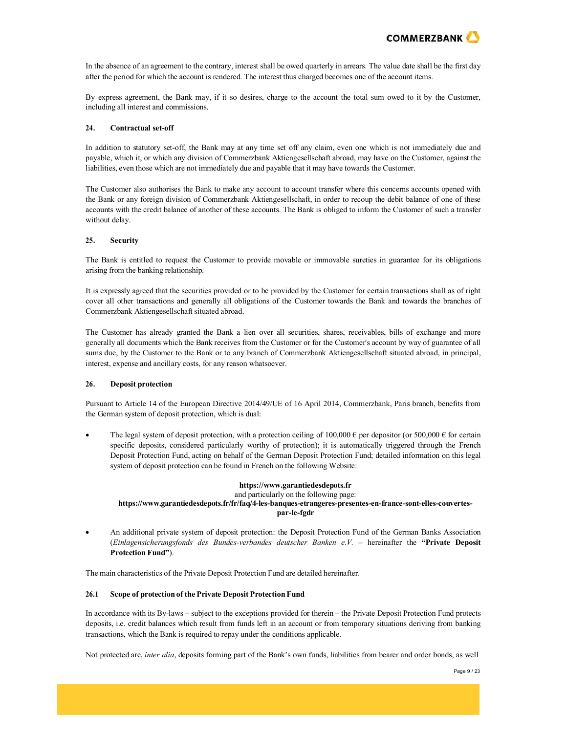In the absence of an agreement to the contrary, interest shall be owed quarterly in arrears. The value date shall be the first day after the period for which the account is rendered. The interest thus charged becomes one of the account items.

By express agreement, the Bank may, if it so desires, charge to the account the total sum owed to it by the Customer, including all interest and commissions.

### 24. Contractual set-off

In addition to statutory set-off, the Bank may at any time set off any claim, even one which is not immediately due and payable, which it, or which any division of Commerzbank Aktiengesellschaft abroad, may have on the Customer, against the liabilities, even those which are not immediately due and payable that it may have towards the Customer.

The Customer also authorises the Bank to make any account to account transfer where this concerns accounts opened with the Bank or any foreign division of Commerzbank Aktiengesellschaft, in order to recoup the debit balance of one of these accounts with the credit balance of another of these accounts. The Bank is obliged to inform the Customer of such a transfer without delay.

### 25. Security

The Bank is entitled to request the Customer to provide movable or immovable sureties in guarantee for its obligations arising from the banking relationship.

It is expressly agreed that the securities provided or to be provided by the Customer for certain transactions shall as of right cover all other transactions and generally all obligations of the Customer towards the Bank and towards the branches of Commerzbank Aktiengesellschaft situated abroad.

The Customer has already granted the Bank a lien over all securities, shares, receivables, bills of exchange and more generally all documents which the Bank receives from the Customer or for the Customer's account by way of guarantee of all sums due, by the Customer to the Bank or to any branch of Commerzbank Aktiengesellschaft situated abroad, in principal, interest, expense and ancillary costs, for any reason whatsoever.

### 26. Deposit protection

Pursuant to Article 14 of the European Directive 2014/49/UE of 16 April 2014, Commerzbank, Paris branch, benefits from the German system of deposit protection, which is dual:

- The legal system of deposit protection, with a protection ceiling of 100,000 € per depositor (or 500,000 € for certain specific deposits, considered particularly worthy of protection); it is automatically triggered through the French Deposit Protection Fund, acting on behalf of the German Deposit Protection Fund; detailed information on this legal system of deposit protection can be found in French on the following Website:

  **https://www.garantiedesdepots.fr**
  and particularly on the following page:
  **https://www.garantiedesdepots.fr/fr/faq/4-les-banques-etrangeres-presentes-en-france-sont-elles-couvertes-par-le-fgdr**

- An additional private system of deposit protection: the Deposit Protection Fund of the German Banks Association (*Einlagensicherungsfonds des Bundes-verbandes deutscher Banken e.V.* – hereinafter the **"Private Deposit Protection Fund"**).

The main characteristics of the Private Deposit Protection Fund are detailed hereinafter.

#### 26.1 Scope of protection of the Private Deposit Protection Fund

In accordance with its By-laws – subject to the exceptions provided for therein – the Private Deposit Protection Fund protects deposits, i.e. credit balances which result from funds left in an account or from temporary situations deriving from banking transactions, which the Bank is required to repay under the conditions applicable.

Not protected are, *inter alia*, deposits forming part of the Bank's own funds, liabilities from bearer and order bonds, as well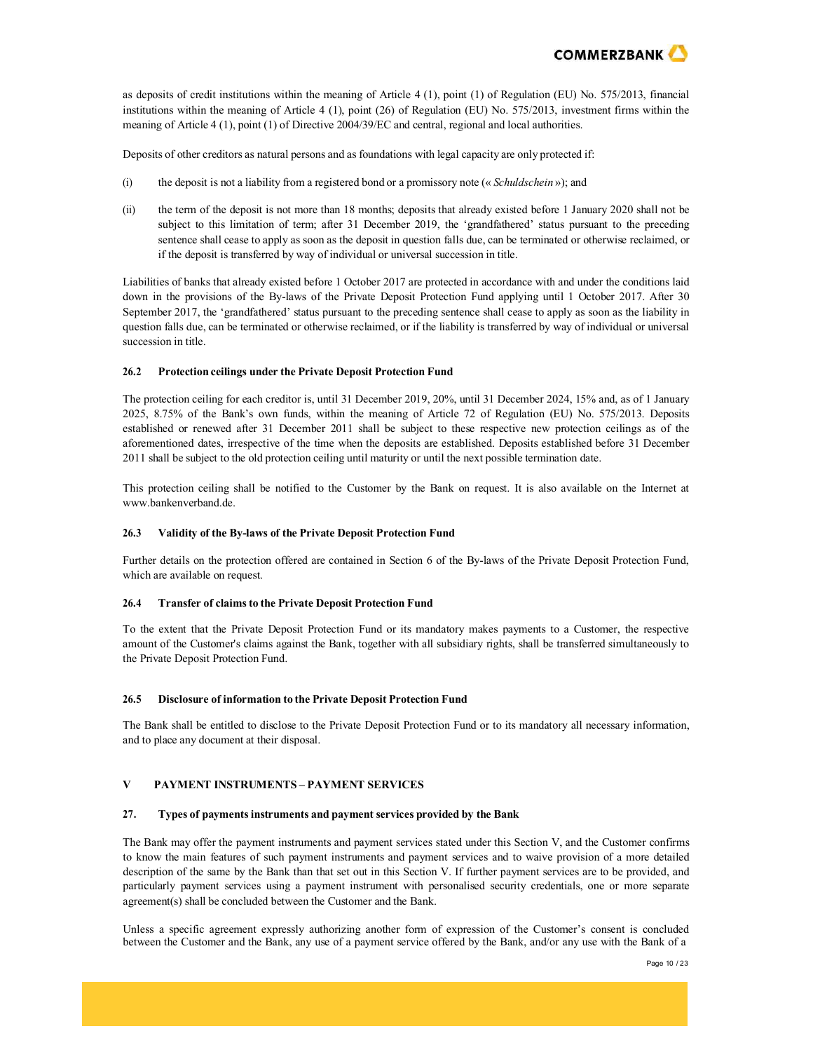as deposits of credit institutions within the meaning of Article 4 (1), point (1) of Regulation (EU) No. 575/2013, financial institutions within the meaning of Article 4 (1), point (26) of Regulation (EU) No. 575/2013, investment firms within the meaning of Article 4 (1), point (1) of Directive 2004/39/EC and central, regional and local authorities.

Deposits of other creditors as natural persons and as foundations with legal capacity are only protected if:

(i) the deposit is not a liability from a registered bond or a promissory note (« *Schuldschein* »); and

(ii) the term of the deposit is not more than 18 months; deposits that already existed before 1 January 2020 shall not be subject to this limitation of term; after 31 December 2019, the 'grandfathered' status pursuant to the preceding sentence shall cease to apply as soon as the deposit in question falls due, can be terminated or otherwise reclaimed, or if the deposit is transferred by way of individual or universal succession in title.

Liabilities of banks that already existed before 1 October 2017 are protected in accordance with and under the conditions laid down in the provisions of the By-laws of the Private Deposit Protection Fund applying until 1 October 2017. After 30 September 2017, the 'grandfathered' status pursuant to the preceding sentence shall cease to apply as soon as the liability in question falls due, can be terminated or otherwise reclaimed, or if the liability is transferred by way of individual or universal succession in title.

#### 26.2 Protection ceilings under the Private Deposit Protection Fund

The protection ceiling for each creditor is, until 31 December 2019, 20%, until 31 December 2024, 15% and, as of 1 January 2025, 8.75% of the Bank's own funds, within the meaning of Article 72 of Regulation (EU) No. 575/2013. Deposits established or renewed after 31 December 2011 shall be subject to these respective new protection ceilings as of the aforementioned dates, irrespective of the time when the deposits are established. Deposits established before 31 December 2011 shall be subject to the old protection ceiling until maturity or until the next possible termination date.

This protection ceiling shall be notified to the Customer by the Bank on request. It is also available on the Internet at www.bankenverband.de.

#### 26.3 Validity of the By-laws of the Private Deposit Protection Fund

Further details on the protection offered are contained in Section 6 of the By-laws of the Private Deposit Protection Fund, which are available on request.

#### 26.4 Transfer of claims to the Private Deposit Protection Fund

To the extent that the Private Deposit Protection Fund or its mandatory makes payments to a Customer, the respective amount of the Customer's claims against the Bank, together with all subsidiary rights, shall be transferred simultaneously to the Private Deposit Protection Fund.

#### 26.5 Disclosure of information to the Private Deposit Protection Fund

The Bank shall be entitled to disclose to the Private Deposit Protection Fund or to its mandatory all necessary information, and to place any document at their disposal.

## V PAYMENT INSTRUMENTS – PAYMENT SERVICES

### 27. Types of payments instruments and payment services provided by the Bank

The Bank may offer the payment instruments and payment services stated under this Section V, and the Customer confirms to know the main features of such payment instruments and payment services and to waive provision of a more detailed description of the same by the Bank than that set out in this Section V. If further payment services are to be provided, and particularly payment services using a payment instrument with personalised security credentials, one or more separate agreement(s) shall be concluded between the Customer and the Bank.

Unless a specific agreement expressly authorizing another form of expression of the Customer's consent is concluded between the Customer and the Bank, any use of a payment service offered by the Bank, and/or any use with the Bank of a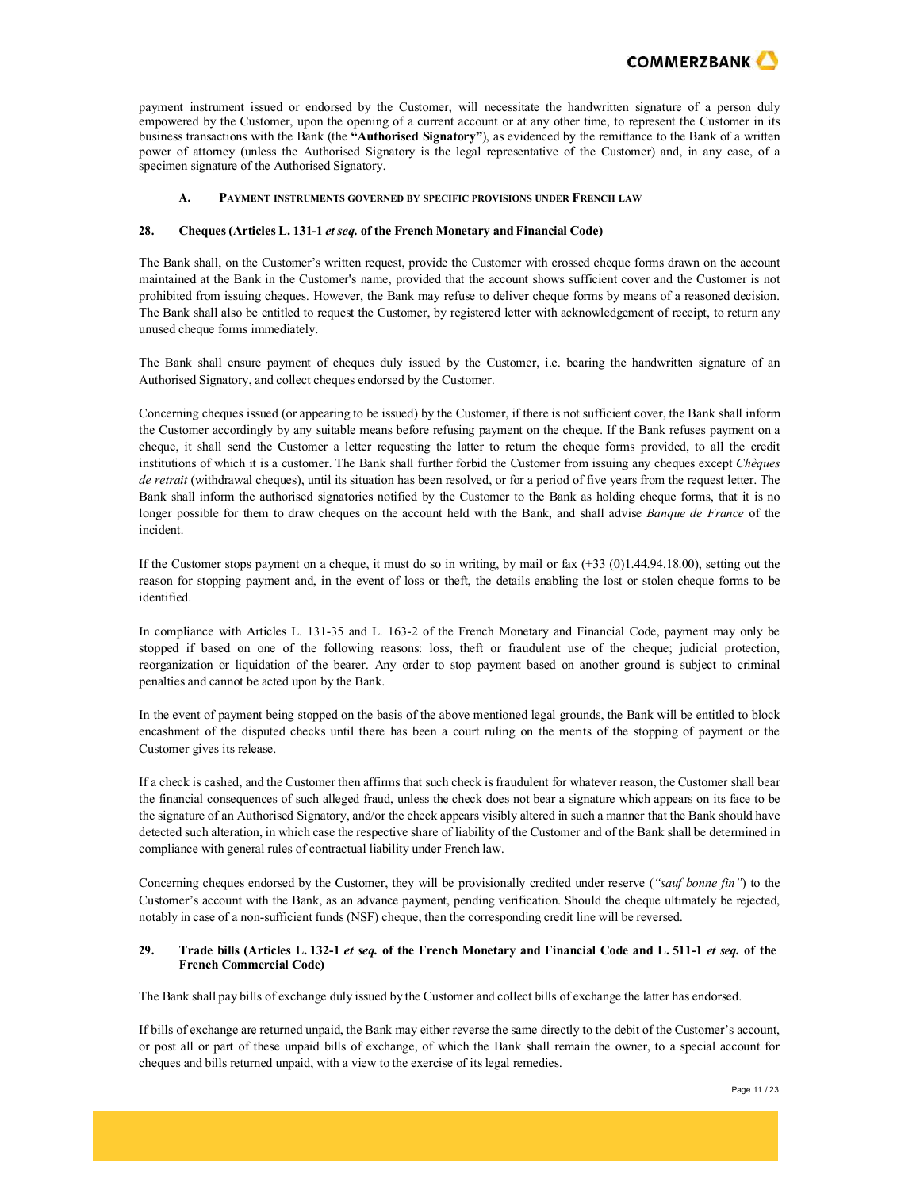payment instrument issued or endorsed by the Customer, will necessitate the handwritten signature of a person duly empowered by the Customer, upon the opening of a current account or at any other time, to represent the Customer in its business transactions with the Bank (the **"Authorised Signatory"**), as evidenced by the remittance to the Bank of a written power of attorney (unless the Authorised Signatory is the legal representative of the Customer) and, in any case, of a specimen signature of the Authorised Signatory.

### A. PAYMENT INSTRUMENTS GOVERNED BY SPECIFIC PROVISIONS UNDER FRENCH LAW

### 28. Cheques (Articles L. 131-1 *et seq.* of the French Monetary and Financial Code)

The Bank shall, on the Customer's written request, provide the Customer with crossed cheque forms drawn on the account maintained at the Bank in the Customer's name, provided that the account shows sufficient cover and the Customer is not prohibited from issuing cheques. However, the Bank may refuse to deliver cheque forms by means of a reasoned decision. The Bank shall also be entitled to request the Customer, by registered letter with acknowledgement of receipt, to return any unused cheque forms immediately.

The Bank shall ensure payment of cheques duly issued by the Customer, i.e. bearing the handwritten signature of an Authorised Signatory, and collect cheques endorsed by the Customer.

Concerning cheques issued (or appearing to be issued) by the Customer, if there is not sufficient cover, the Bank shall inform the Customer accordingly by any suitable means before refusing payment on the cheque. If the Bank refuses payment on a cheque, it shall send the Customer a letter requesting the latter to return the cheque forms provided, to all the credit institutions of which it is a customer. The Bank shall further forbid the Customer from issuing any cheques except *Chèques de retrait* (withdrawal cheques), until its situation has been resolved, or for a period of five years from the request letter. The Bank shall inform the authorised signatories notified by the Customer to the Bank as holding cheque forms, that it is no longer possible for them to draw cheques on the account held with the Bank, and shall advise *Banque de France* of the incident.

If the Customer stops payment on a cheque, it must do so in writing, by mail or fax (+33 (0)1.44.94.18.00), setting out the reason for stopping payment and, in the event of loss or theft, the details enabling the lost or stolen cheque forms to be identified.

In compliance with Articles L. 131-35 and L. 163-2 of the French Monetary and Financial Code, payment may only be stopped if based on one of the following reasons: loss, theft or fraudulent use of the cheque; judicial protection, reorganization or liquidation of the bearer. Any order to stop payment based on another ground is subject to criminal penalties and cannot be acted upon by the Bank.

In the event of payment being stopped on the basis of the above mentioned legal grounds, the Bank will be entitled to block encashment of the disputed checks until there has been a court ruling on the merits of the stopping of payment or the Customer gives its release.

If a check is cashed, and the Customer then affirms that such check is fraudulent for whatever reason, the Customer shall bear the financial consequences of such alleged fraud, unless the check does not bear a signature which appears on its face to be the signature of an Authorised Signatory, and/or the check appears visibly altered in such a manner that the Bank should have detected such alteration, in which case the respective share of liability of the Customer and of the Bank shall be determined in compliance with general rules of contractual liability under French law.

Concerning cheques endorsed by the Customer, they will be provisionally credited under reserve (*"sauf bonne fin"*) to the Customer's account with the Bank, as an advance payment, pending verification. Should the cheque ultimately be rejected, notably in case of a non-sufficient funds (NSF) cheque, then the corresponding credit line will be reversed.

### 29. Trade bills (Articles L. 132-1 *et seq.* of the French Monetary and Financial Code and L. 511-1 *et seq.* of the French Commercial Code)

The Bank shall pay bills of exchange duly issued by the Customer and collect bills of exchange the latter has endorsed.

If bills of exchange are returned unpaid, the Bank may either reverse the same directly to the debit of the Customer's account, or post all or part of these unpaid bills of exchange, of which the Bank shall remain the owner, to a special account for cheques and bills returned unpaid, with a view to the exercise of its legal remedies.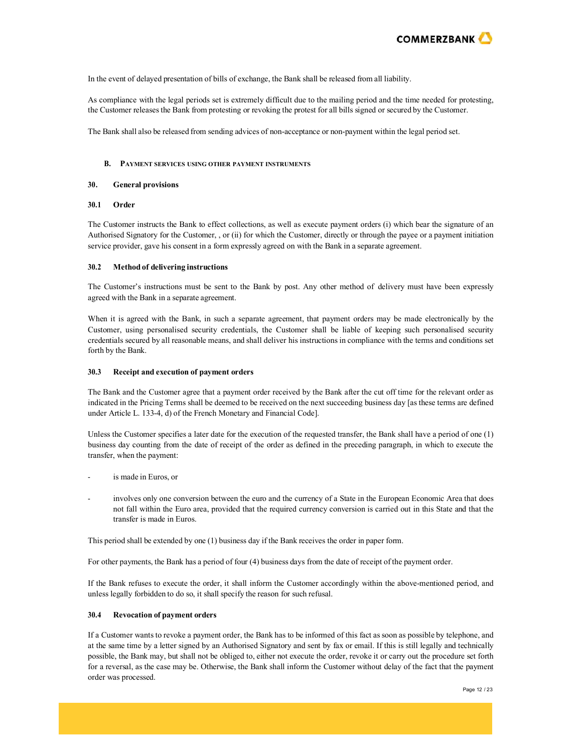In the event of delayed presentation of bills of exchange, the Bank shall be released from all liability.

As compliance with the legal periods set is extremely difficult due to the mailing period and the time needed for protesting, the Customer releases the Bank from protesting or revoking the protest for all bills signed or secured by the Customer.

The Bank shall also be released from sending advices of non-acceptance or non-payment within the legal period set.

## B. Payment services using other payment instruments

### 30. General provisions

#### 30.1 Order

The Customer instructs the Bank to effect collections, as well as execute payment orders (i) which bear the signature of an Authorised Signatory for the Customer, , or (ii) for which the Customer, directly or through the payee or a payment initiation service provider, gave his consent in a form expressly agreed on with the Bank in a separate agreement.

#### 30.2 Method of delivering instructions

The Customer's instructions must be sent to the Bank by post. Any other method of delivery must have been expressly agreed with the Bank in a separate agreement.

When it is agreed with the Bank, in such a separate agreement, that payment orders may be made electronically by the Customer, using personalised security credentials, the Customer shall be liable of keeping such personalised security credentials secured by all reasonable means, and shall deliver his instructions in compliance with the terms and conditions set forth by the Bank.

#### 30.3 Receipt and execution of payment orders

The Bank and the Customer agree that a payment order received by the Bank after the cut off time for the relevant order as indicated in the Pricing Terms shall be deemed to be received on the next succeeding business day [as these terms are defined under Article L. 133-4, d) of the French Monetary and Financial Code].

Unless the Customer specifies a later date for the execution of the requested transfer, the Bank shall have a period of one (1) business day counting from the date of receipt of the order as defined in the preceding paragraph, in which to execute the transfer, when the payment:

- is made in Euros, or
- involves only one conversion between the euro and the currency of a State in the European Economic Area that does not fall within the Euro area, provided that the required currency conversion is carried out in this State and that the transfer is made in Euros.

This period shall be extended by one (1) business day if the Bank receives the order in paper form.

For other payments, the Bank has a period of four (4) business days from the date of receipt of the payment order.

If the Bank refuses to execute the order, it shall inform the Customer accordingly within the above-mentioned period, and unless legally forbidden to do so, it shall specify the reason for such refusal.

#### 30.4 Revocation of payment orders

If a Customer wants to revoke a payment order, the Bank has to be informed of this fact as soon as possible by telephone, and at the same time by a letter signed by an Authorised Signatory and sent by fax or email. If this is still legally and technically possible, the Bank may, but shall not be obliged to, either not execute the order, revoke it or carry out the procedure set forth for a reversal, as the case may be. Otherwise, the Bank shall inform the Customer without delay of the fact that the payment order was processed.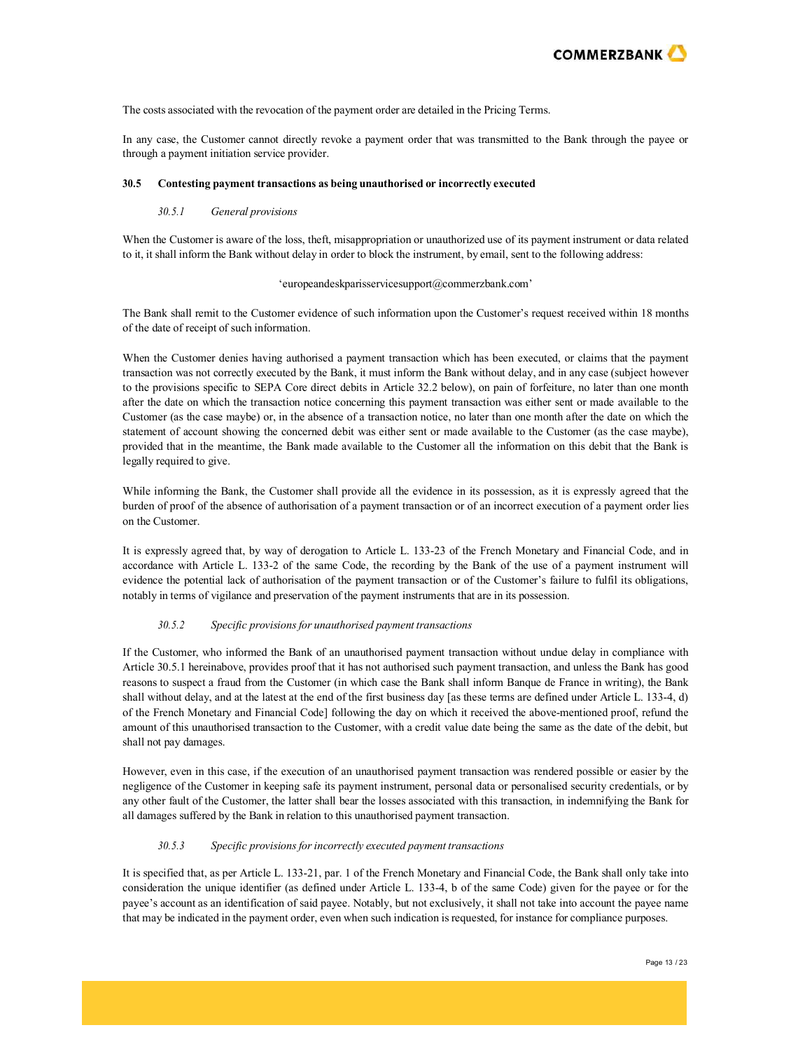The costs associated with the revocation of the payment order are detailed in the Pricing Terms.

In any case, the Customer cannot directly revoke a payment order that was transmitted to the Bank through the payee or through a payment initiation service provider.

### 30.5 Contesting payment transactions as being unauthorised or incorrectly executed

#### *30.5.1 General provisions*

When the Customer is aware of the loss, theft, misappropriation or unauthorized use of its payment instrument or data related to it, it shall inform the Bank without delay in order to block the instrument, by email, sent to the following address:

'europeandeskparisservicesupport@commerzbank.com'

The Bank shall remit to the Customer evidence of such information upon the Customer's request received within 18 months of the date of receipt of such information.

When the Customer denies having authorised a payment transaction which has been executed, or claims that the payment transaction was not correctly executed by the Bank, it must inform the Bank without delay, and in any case (subject however to the provisions specific to SEPA Core direct debits in Article 32.2 below), on pain of forfeiture, no later than one month after the date on which the transaction notice concerning this payment transaction was either sent or made available to the Customer (as the case maybe) or, in the absence of a transaction notice, no later than one month after the date on which the statement of account showing the concerned debit was either sent or made available to the Customer (as the case maybe), provided that in the meantime, the Bank made available to the Customer all the information on this debit that the Bank is legally required to give.

While informing the Bank, the Customer shall provide all the evidence in its possession, as it is expressly agreed that the burden of proof of the absence of authorisation of a payment transaction or of an incorrect execution of a payment order lies on the Customer.

It is expressly agreed that, by way of derogation to Article L. 133-23 of the French Monetary and Financial Code, and in accordance with Article L. 133-2 of the same Code, the recording by the Bank of the use of a payment instrument will evidence the potential lack of authorisation of the payment transaction or of the Customer's failure to fulfil its obligations, notably in terms of vigilance and preservation of the payment instruments that are in its possession.

#### *30.5.2 Specific provisions for unauthorised payment transactions*

If the Customer, who informed the Bank of an unauthorised payment transaction without undue delay in compliance with Article 30.5.1 hereinabove, provides proof that it has not authorised such payment transaction, and unless the Bank has good reasons to suspect a fraud from the Customer (in which case the Bank shall inform Banque de France in writing), the Bank shall without delay, and at the latest at the end of the first business day [as these terms are defined under Article L. 133-4, d) of the French Monetary and Financial Code] following the day on which it received the above-mentioned proof, refund the amount of this unauthorised transaction to the Customer, with a credit value date being the same as the date of the debit, but shall not pay damages.

However, even in this case, if the execution of an unauthorised payment transaction was rendered possible or easier by the negligence of the Customer in keeping safe its payment instrument, personal data or personalised security credentials, or by any other fault of the Customer, the latter shall bear the losses associated with this transaction, in indemnifying the Bank for all damages suffered by the Bank in relation to this unauthorised payment transaction.

#### *30.5.3 Specific provisions for incorrectly executed payment transactions*

It is specified that, as per Article L. 133-21, par. 1 of the French Monetary and Financial Code, the Bank shall only take into consideration the unique identifier (as defined under Article L. 133-4, b of the same Code) given for the payee or for the payee's account as an identification of said payee. Notably, but not exclusively, it shall not take into account the payee name that may be indicated in the payment order, even when such indication is requested, for instance for compliance purposes.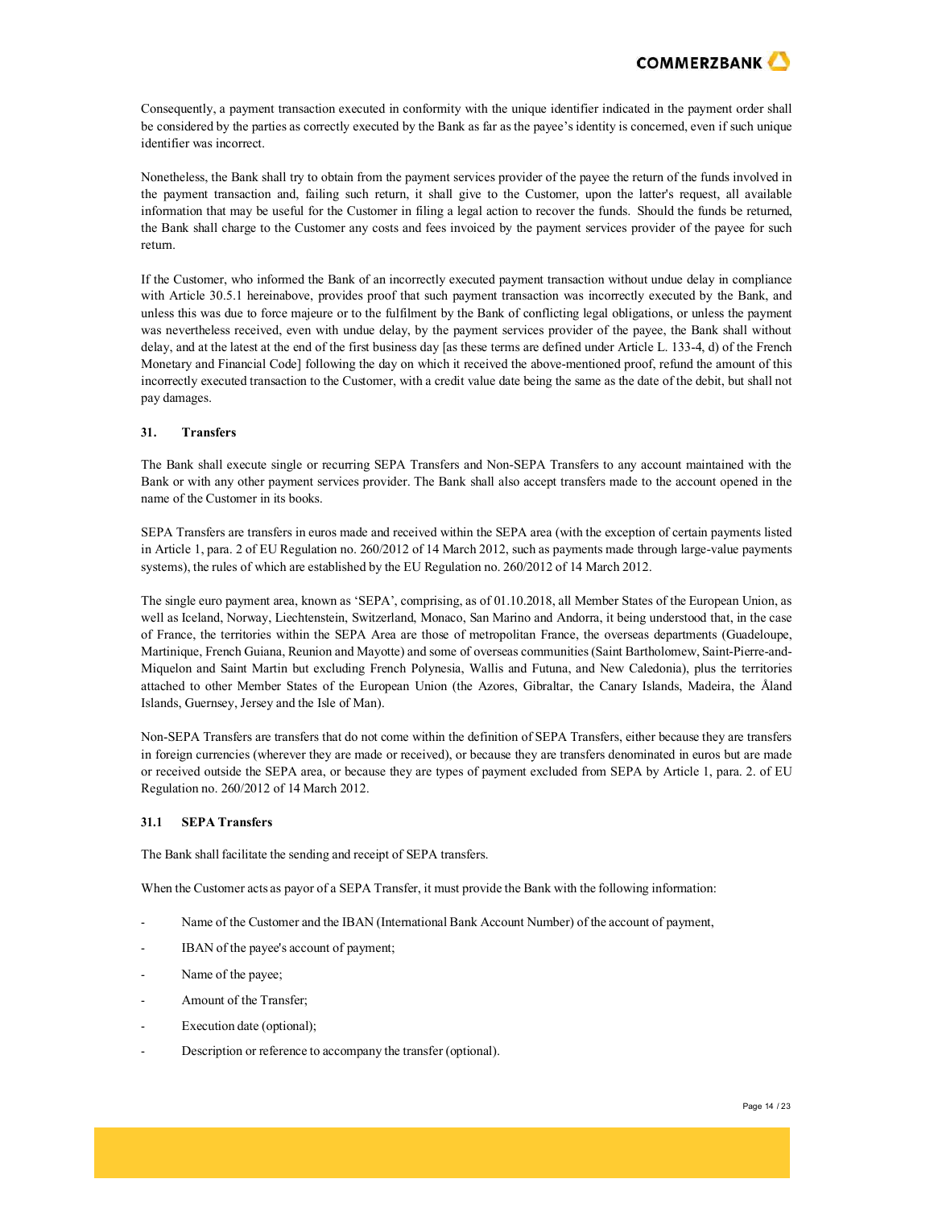Consequently, a payment transaction executed in conformity with the unique identifier indicated in the payment order shall be considered by the parties as correctly executed by the Bank as far as the payee's identity is concerned, even if such unique identifier was incorrect.

Nonetheless, the Bank shall try to obtain from the payment services provider of the payee the return of the funds involved in the payment transaction and, failing such return, it shall give to the Customer, upon the latter's request, all available information that may be useful for the Customer in filing a legal action to recover the funds. Should the funds be returned, the Bank shall charge to the Customer any costs and fees invoiced by the payment services provider of the payee for such return.

If the Customer, who informed the Bank of an incorrectly executed payment transaction without undue delay in compliance with Article 30.5.1 hereinabove, provides proof that such payment transaction was incorrectly executed by the Bank, and unless this was due to force majeure or to the fulfilment by the Bank of conflicting legal obligations, or unless the payment was nevertheless received, even with undue delay, by the payment services provider of the payee, the Bank shall without delay, and at the latest at the end of the first business day [as these terms are defined under Article L. 133-4, d) of the French Monetary and Financial Code] following the day on which it received the above-mentioned proof, refund the amount of this incorrectly executed transaction to the Customer, with a credit value date being the same as the date of the debit, but shall not pay damages.

## 31. Transfers

The Bank shall execute single or recurring SEPA Transfers and Non-SEPA Transfers to any account maintained with the Bank or with any other payment services provider. The Bank shall also accept transfers made to the account opened in the name of the Customer in its books.

SEPA Transfers are transfers in euros made and received within the SEPA area (with the exception of certain payments listed in Article 1, para. 2 of EU Regulation no. 260/2012 of 14 March 2012, such as payments made through large-value payments systems), the rules of which are established by the EU Regulation no. 260/2012 of 14 March 2012.

The single euro payment area, known as 'SEPA', comprising, as of 01.10.2018, all Member States of the European Union, as well as Iceland, Norway, Liechtenstein, Switzerland, Monaco, San Marino and Andorra, it being understood that, in the case of France, the territories within the SEPA Area are those of metropolitan France, the overseas departments (Guadeloupe, Martinique, French Guiana, Reunion and Mayotte) and some of overseas communities (Saint Bartholomew, Saint-Pierre-and-Miquelon and Saint Martin but excluding French Polynesia, Wallis and Futuna, and New Caledonia), plus the territories attached to other Member States of the European Union (the Azores, Gibraltar, the Canary Islands, Madeira, the Åland Islands, Guernsey, Jersey and the Isle of Man).

Non-SEPA Transfers are transfers that do not come within the definition of SEPA Transfers, either because they are transfers in foreign currencies (wherever they are made or received), or because they are transfers denominated in euros but are made or received outside the SEPA area, or because they are types of payment excluded from SEPA by Article 1, para. 2. of EU Regulation no. 260/2012 of 14 March 2012.

### 31.1 SEPA Transfers

The Bank shall facilitate the sending and receipt of SEPA transfers.

When the Customer acts as payor of a SEPA Transfer, it must provide the Bank with the following information:

- Name of the Customer and the IBAN (International Bank Account Number) of the account of payment,
- IBAN of the payee's account of payment;
- Name of the payee;
- Amount of the Transfer;
- Execution date (optional);
- Description or reference to accompany the transfer (optional).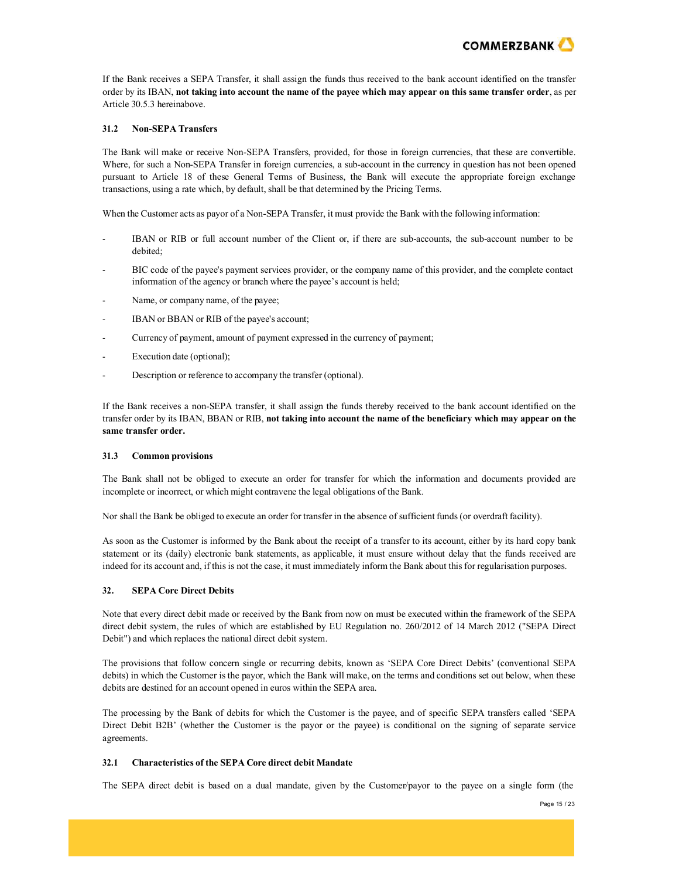If the Bank receives a SEPA Transfer, it shall assign the funds thus received to the bank account identified on the transfer order by its IBAN, **not taking into account the name of the payee which may appear on this same transfer order**, as per Article 30.5.3 hereinabove.

### 31.2 Non-SEPA Transfers

The Bank will make or receive Non-SEPA Transfers, provided, for those in foreign currencies, that these are convertible. Where, for such a Non-SEPA Transfer in foreign currencies, a sub-account in the currency in question has not been opened pursuant to Article 18 of these General Terms of Business, the Bank will execute the appropriate foreign exchange transactions, using a rate which, by default, shall be that determined by the Pricing Terms.

When the Customer acts as payor of a Non-SEPA Transfer, it must provide the Bank with the following information:

- IBAN or RIB or full account number of the Client or, if there are sub-accounts, the sub-account number to be debited;
- BIC code of the payee's payment services provider, or the company name of this provider, and the complete contact information of the agency or branch where the payee's account is held;
- Name, or company name, of the payee;
- IBAN or BBAN or RIB of the payee's account;
- Currency of payment, amount of payment expressed in the currency of payment;
- Execution date (optional);
- Description or reference to accompany the transfer (optional).

If the Bank receives a non-SEPA transfer, it shall assign the funds thereby received to the bank account identified on the transfer order by its IBAN, BBAN or RIB, **not taking into account the name of the beneficiary which may appear on the same transfer order.**

### 31.3 Common provisions

The Bank shall not be obliged to execute an order for transfer for which the information and documents provided are incomplete or incorrect, or which might contravene the legal obligations of the Bank.

Nor shall the Bank be obliged to execute an order for transfer in the absence of sufficient funds (or overdraft facility).

As soon as the Customer is informed by the Bank about the receipt of a transfer to its account, either by its hard copy bank statement or its (daily) electronic bank statements, as applicable, it must ensure without delay that the funds received are indeed for its account and, if this is not the case, it must immediately inform the Bank about this for regularisation purposes.

## 32. SEPA Core Direct Debits

Note that every direct debit made or received by the Bank from now on must be executed within the framework of the SEPA direct debit system, the rules of which are established by EU Regulation no. 260/2012 of 14 March 2012 ("SEPA Direct Debit") and which replaces the national direct debit system.

The provisions that follow concern single or recurring debits, known as 'SEPA Core Direct Debits' (conventional SEPA debits) in which the Customer is the payor, which the Bank will make, on the terms and conditions set out below, when these debits are destined for an account opened in euros within the SEPA area.

The processing by the Bank of debits for which the Customer is the payee, and of specific SEPA transfers called 'SEPA Direct Debit B2B' (whether the Customer is the payor or the payee) is conditional on the signing of separate service agreements.

### 32.1 Characteristics of the SEPA Core direct debit Mandate

The SEPA direct debit is based on a dual mandate, given by the Customer/payor to the payee on a single form (the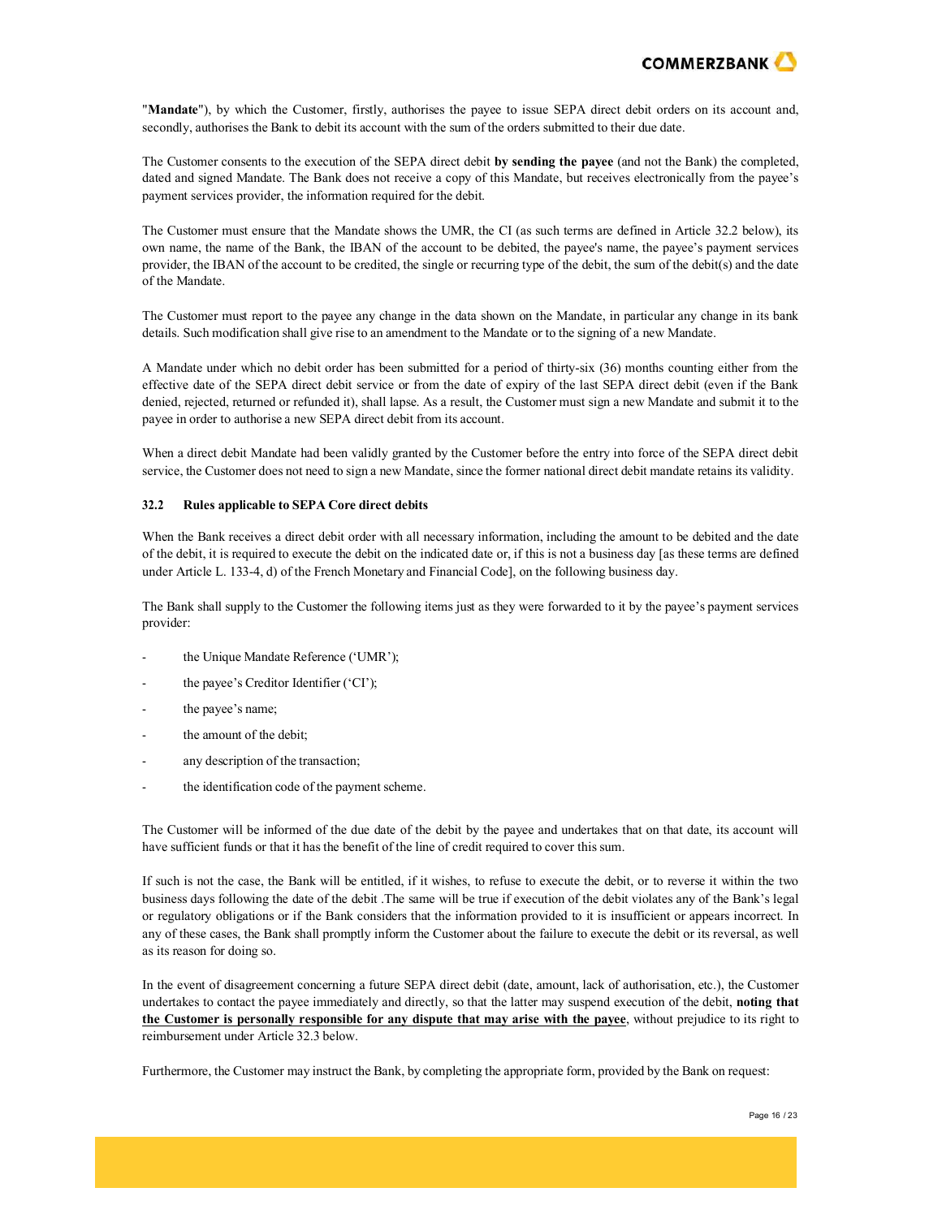"**Mandate**"), by which the Customer, firstly, authorises the payee to issue SEPA direct debit orders on its account and, secondly, authorises the Bank to debit its account with the sum of the orders submitted to their due date.

The Customer consents to the execution of the SEPA direct debit **by sending the payee** (and not the Bank) the completed, dated and signed Mandate. The Bank does not receive a copy of this Mandate, but receives electronically from the payee's payment services provider, the information required for the debit.

The Customer must ensure that the Mandate shows the UMR, the CI (as such terms are defined in Article 32.2 below), its own name, the name of the Bank, the IBAN of the account to be debited, the payee's name, the payee's payment services provider, the IBAN of the account to be credited, the single or recurring type of the debit, the sum of the debit(s) and the date of the Mandate.

The Customer must report to the payee any change in the data shown on the Mandate, in particular any change in its bank details. Such modification shall give rise to an amendment to the Mandate or to the signing of a new Mandate.

A Mandate under which no debit order has been submitted for a period of thirty-six (36) months counting either from the effective date of the SEPA direct debit service or from the date of expiry of the last SEPA direct debit (even if the Bank denied, rejected, returned or refunded it), shall lapse. As a result, the Customer must sign a new Mandate and submit it to the payee in order to authorise a new SEPA direct debit from its account.

When a direct debit Mandate had been validly granted by the Customer before the entry into force of the SEPA direct debit service, the Customer does not need to sign a new Mandate, since the former national direct debit mandate retains its validity.

**32.2 Rules applicable to SEPA Core direct debits**

When the Bank receives a direct debit order with all necessary information, including the amount to be debited and the date of the debit, it is required to execute the debit on the indicated date or, if this is not a business day [as these terms are defined under Article L. 133-4, d) of the French Monetary and Financial Code], on the following business day.

The Bank shall supply to the Customer the following items just as they were forwarded to it by the payee's payment services provider:

- the Unique Mandate Reference ('UMR');
- the payee's Creditor Identifier ('CI');
- the payee's name;
- the amount of the debit;
- any description of the transaction;
- the identification code of the payment scheme.

The Customer will be informed of the due date of the debit by the payee and undertakes that on that date, its account will have sufficient funds or that it has the benefit of the line of credit required to cover this sum.

If such is not the case, the Bank will be entitled, if it wishes, to refuse to execute the debit, or to reverse it within the two business days following the date of the debit .The same will be true if execution of the debit violates any of the Bank's legal or regulatory obligations or if the Bank considers that the information provided to it is insufficient or appears incorrect. In any of these cases, the Bank shall promptly inform the Customer about the failure to execute the debit or its reversal, as well as its reason for doing so.

In the event of disagreement concerning a future SEPA direct debit (date, amount, lack of authorisation, etc.), the Customer undertakes to contact the payee immediately and directly, so that the latter may suspend execution of the debit, **noting that the Customer is personally responsible for any dispute that may arise with the payee**, without prejudice to its right to reimbursement under Article 32.3 below.

Furthermore, the Customer may instruct the Bank, by completing the appropriate form, provided by the Bank on request: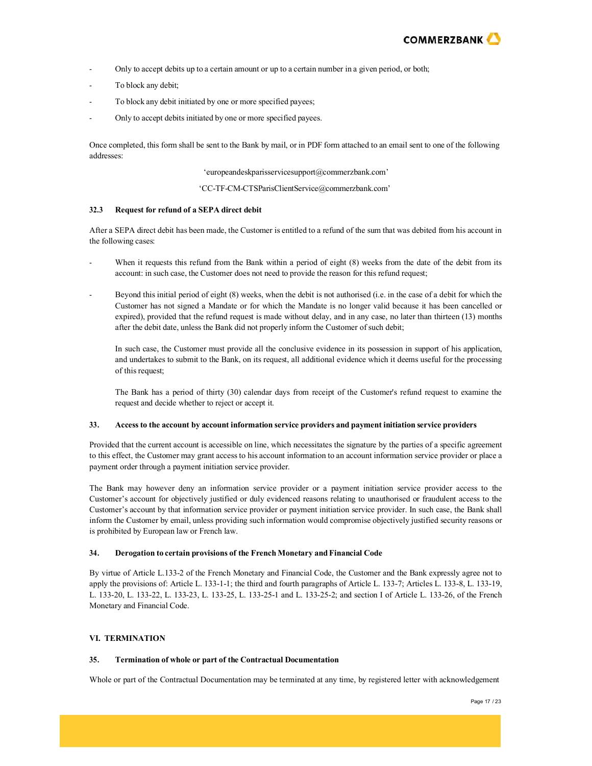- Only to accept debits up to a certain amount or up to a certain number in a given period, or both;
- To block any debit;
- To block any debit initiated by one or more specified payees;
- Only to accept debits initiated by one or more specified payees.

Once completed, this form shall be sent to the Bank by mail, or in PDF form attached to an email sent to one of the following addresses:

'europeandeskparisservicesupport@commerzbank.com'

'CC-TF-CM-CTSParisClientService@commerzbank.com'

### 32.3 Request for refund of a SEPA direct debit

After a SEPA direct debit has been made, the Customer is entitled to a refund of the sum that was debited from his account in the following cases:

- When it requests this refund from the Bank within a period of eight (8) weeks from the date of the debit from its account: in such case, the Customer does not need to provide the reason for this refund request;
- Beyond this initial period of eight (8) weeks, when the debit is not authorised (i.e. in the case of a debit for which the Customer has not signed a Mandate or for which the Mandate is no longer valid because it has been cancelled or expired), provided that the refund request is made without delay, and in any case, no later than thirteen (13) months after the debit date, unless the Bank did not properly inform the Customer of such debit;

  In such case, the Customer must provide all the conclusive evidence in its possession in support of his application, and undertakes to submit to the Bank, on its request, all additional evidence which it deems useful for the processing of this request;

  The Bank has a period of thirty (30) calendar days from receipt of the Customer's refund request to examine the request and decide whether to reject or accept it.

### 33. Access to the account by account information service providers and payment initiation service providers

Provided that the current account is accessible on line, which necessitates the signature by the parties of a specific agreement to this effect, the Customer may grant access to his account information to an account information service provider or place a payment order through a payment initiation service provider.

The Bank may however deny an information service provider or a payment initiation service provider access to the Customer's account for objectively justified or duly evidenced reasons relating to unauthorised or fraudulent access to the Customer's account by that information service provider or payment initiation service provider. In such case, the Bank shall inform the Customer by email, unless providing such information would compromise objectively justified security reasons or is prohibited by European law or French law.

### 34. Derogation to certain provisions of the French Monetary and Financial Code

By virtue of Article L.133-2 of the French Monetary and Financial Code, the Customer and the Bank expressly agree not to apply the provisions of: Article L. 133-1-1; the third and fourth paragraphs of Article L. 133-7; Articles L. 133-8, L. 133-19, L. 133-20, L. 133-22, L. 133-23, L. 133-25, L. 133-25-1 and L. 133-25-2; and section I of Article L. 133-26, of the French Monetary and Financial Code.

## VI. TERMINATION

### 35. Termination of whole or part of the Contractual Documentation

Whole or part of the Contractual Documentation may be terminated at any time, by registered letter with acknowledgement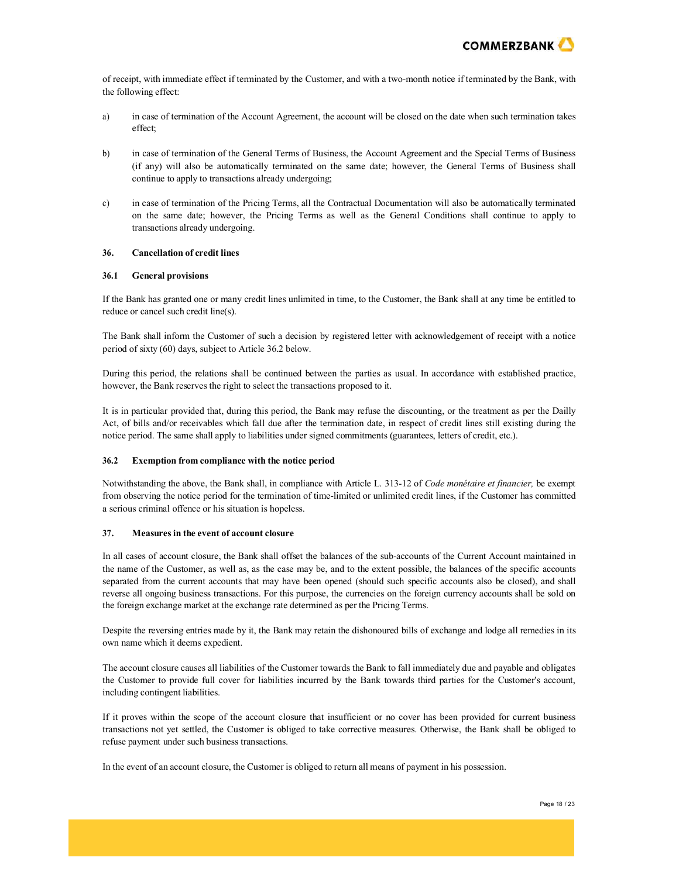of receipt, with immediate effect if terminated by the Customer, and with a two-month notice if terminated by the Bank, with the following effect:

a) in case of termination of the Account Agreement, the account will be closed on the date when such termination takes effect;

b) in case of termination of the General Terms of Business, the Account Agreement and the Special Terms of Business (if any) will also be automatically terminated on the same date; however, the General Terms of Business shall continue to apply to transactions already undergoing;

c) in case of termination of the Pricing Terms, all the Contractual Documentation will also be automatically terminated on the same date; however, the Pricing Terms as well as the General Conditions shall continue to apply to transactions already undergoing.

## 36. Cancellation of credit lines

### 36.1 General provisions

If the Bank has granted one or many credit lines unlimited in time, to the Customer, the Bank shall at any time be entitled to reduce or cancel such credit line(s).

The Bank shall inform the Customer of such a decision by registered letter with acknowledgement of receipt with a notice period of sixty (60) days, subject to Article 36.2 below.

During this period, the relations shall be continued between the parties as usual. In accordance with established practice, however, the Bank reserves the right to select the transactions proposed to it.

It is in particular provided that, during this period, the Bank may refuse the discounting, or the treatment as per the Dailly Act, of bills and/or receivables which fall due after the termination date, in respect of credit lines still existing during the notice period. The same shall apply to liabilities under signed commitments (guarantees, letters of credit, etc.).

### 36.2 Exemption from compliance with the notice period

Notwithstanding the above, the Bank shall, in compliance with Article L. 313-12 of *Code monétaire et financier,* be exempt from observing the notice period for the termination of time-limited or unlimited credit lines, if the Customer has committed a serious criminal offence or his situation is hopeless.

## 37. Measures in the event of account closure

In all cases of account closure, the Bank shall offset the balances of the sub-accounts of the Current Account maintained in the name of the Customer, as well as, as the case may be, and to the extent possible, the balances of the specific accounts separated from the current accounts that may have been opened (should such specific accounts also be closed), and shall reverse all ongoing business transactions. For this purpose, the currencies on the foreign currency accounts shall be sold on the foreign exchange market at the exchange rate determined as per the Pricing Terms.

Despite the reversing entries made by it, the Bank may retain the dishonoured bills of exchange and lodge all remedies in its own name which it deems expedient.

The account closure causes all liabilities of the Customer towards the Bank to fall immediately due and payable and obligates the Customer to provide full cover for liabilities incurred by the Bank towards third parties for the Customer's account, including contingent liabilities.

If it proves within the scope of the account closure that insufficient or no cover has been provided for current business transactions not yet settled, the Customer is obliged to take corrective measures. Otherwise, the Bank shall be obliged to refuse payment under such business transactions.

In the event of an account closure, the Customer is obliged to return all means of payment in his possession.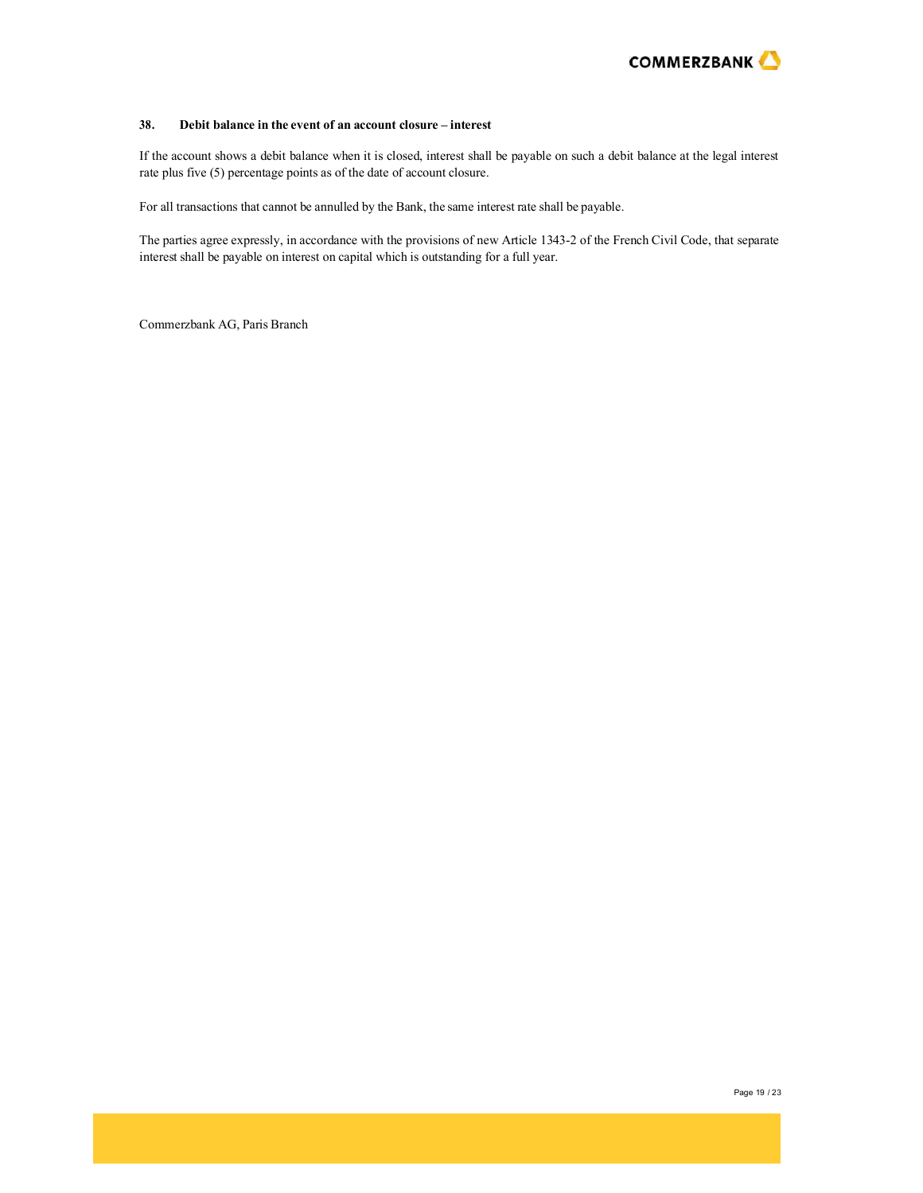### 38. Debit balance in the event of an account closure – interest

If the account shows a debit balance when it is closed, interest shall be payable on such a debit balance at the legal interest rate plus five (5) percentage points as of the date of account closure.

For all transactions that cannot be annulled by the Bank, the same interest rate shall be payable.

The parties agree expressly, in accordance with the provisions of new Article 1343-2 of the French Civil Code, that separate interest shall be payable on interest on capital which is outstanding for a full year.

Commerzbank AG, Paris Branch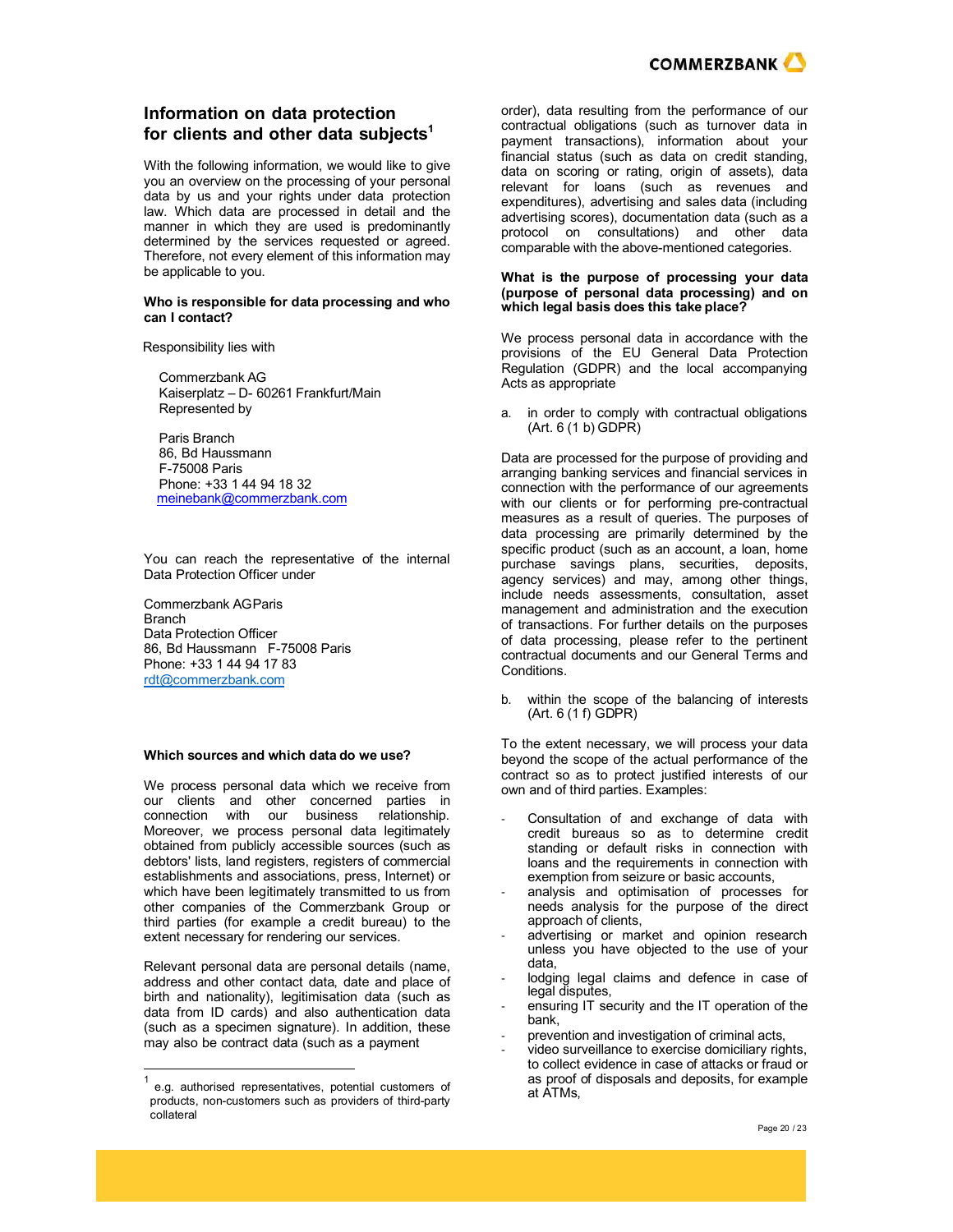# Information on data protection for clients and other data subjects[1]

With the following information, we would like to give you an overview on the processing of your personal data by us and your rights under data protection law. Which data are processed in detail and the manner in which they are used is predominantly determined by the services requested or agreed. Therefore, not every element of this information may be applicable to you.

**Who is responsible for data processing and who can I contact?**

Responsibility lies with

Commerzbank AG
Kaiserplatz – D- 60261 Frankfurt/Main
Represented by

Paris Branch
86, Bd Haussmann
F-75008 Paris
Phone: +33 1 44 94 18 32
meinebank@commerzbank.com

You can reach the representative of the internal Data Protection Officer under

Commerzbank AG Paris Branch
Data Protection Officer
86, Bd Haussmann F-75008 Paris
Phone: +33 1 44 94 17 83
rdt@commerzbank.com

**Which sources and which data do we use?**

We process personal data which we receive from our clients and other concerned parties in connection with our business relationship. Moreover, we process personal data legitimately obtained from publicly accessible sources (such as debtors' lists, land registers, registers of commercial establishments and associations, press, Internet) or which have been legitimately transmitted to us from other companies of the Commerzbank Group or third parties (for example a credit bureau) to the extent necessary for rendering our services.

Relevant personal data are personal details (name, address and other contact data, date and place of birth and nationality), legitimisation data (such as data from ID cards) and also authentication data (such as a specimen signature). In addition, these may also be contract data (such as a payment order), data resulting from the performance of our contractual obligations (such as turnover data in payment transactions), information about your financial status (such as data on credit standing, data on scoring or rating, origin of assets), data relevant for loans (such as revenues and expenditures), advertising and sales data (including advertising scores), documentation data (such as a protocol on consultations) and other data comparable with the above-mentioned categories.

[1] e.g. authorised representatives, potential customers of products, non-customers such as providers of third-party collateral

**What is the purpose of processing your data (purpose of personal data processing) and on which legal basis does this take place?**

We process personal data in accordance with the provisions of the EU General Data Protection Regulation (GDPR) and the local accompanying Acts as appropriate

a. in order to comply with contractual obligations (Art. 6 (1 b) GDPR)

Data are processed for the purpose of providing and arranging banking services and financial services in connection with the performance of our agreements with our clients or for performing pre-contractual measures as a result of queries. The purposes of data processing are primarily determined by the specific product (such as an account, a loan, home purchase savings plans, securities, deposits, agency services) and may, among other things, include needs assessments, consultation, asset management and administration and the execution of transactions. For further details on the purposes of data processing, please refer to the pertinent contractual documents and our General Terms and Conditions.

b. within the scope of the balancing of interests (Art. 6 (1 f) GDPR)

To the extent necessary, we will process your data beyond the scope of the actual performance of the contract so as to protect justified interests of our own and of third parties. Examples:

- Consultation of and exchange of data with credit bureaus so as to determine credit standing or default risks in connection with loans and the requirements in connection with exemption from seizure or basic accounts,
- analysis and optimisation of processes for needs analysis for the purpose of the direct approach of clients,
- advertising or market and opinion research unless you have objected to the use of your data,
- lodging legal claims and defence in case of legal disputes,
- ensuring IT security and the IT operation of the bank,
- prevention and investigation of criminal acts,
- video surveillance to exercise domiciliary rights, to collect evidence in case of attacks or fraud or as proof of disposals and deposits, for example at ATMs,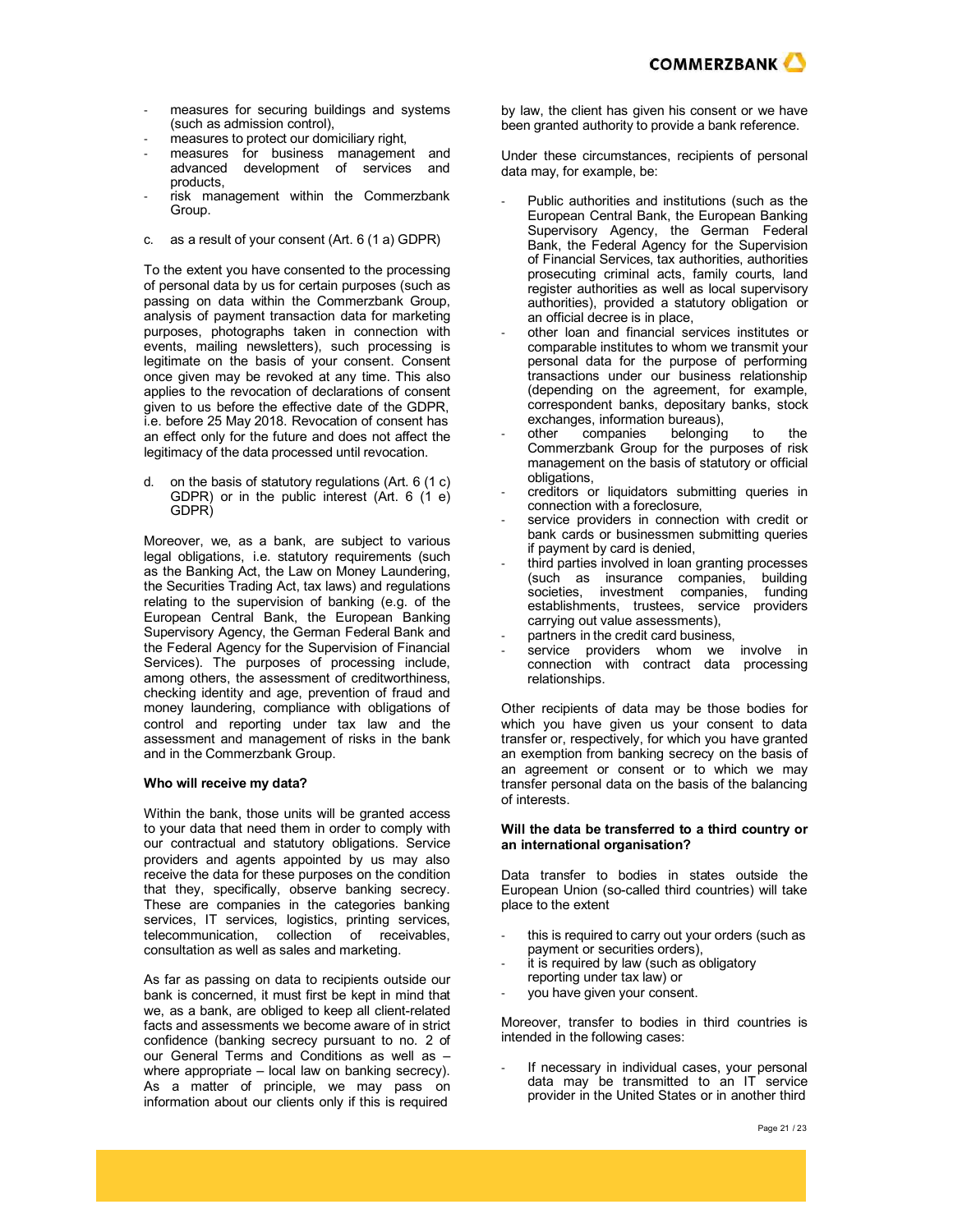- measures for securing buildings and systems (such as admission control),
- measures to protect our domiciliary right,
- measures for business management and advanced development of services and products,
- risk management within the Commerzbank Group.

c. as a result of your consent (Art. 6 (1 a) GDPR)

To the extent you have consented to the processing of personal data by us for certain purposes (such as passing on data within the Commerzbank Group, analysis of payment transaction data for marketing purposes, photographs taken in connection with events, mailing newsletters), such processing is legitimate on the basis of your consent. Consent once given may be revoked at any time. This also applies to the revocation of declarations of consent given to us before the effective date of the GDPR, i.e. before 25 May 2018. Revocation of consent has an effect only for the future and does not affect the legitimacy of the data processed until revocation.

d. on the basis of statutory regulations (Art. 6 (1 c) GDPR) or in the public interest (Art. 6 (1 e) GDPR)

Moreover, we, as a bank, are subject to various legal obligations, i.e. statutory requirements (such as the Banking Act, the Law on Money Laundering, the Securities Trading Act, tax laws) and regulations relating to the supervision of banking (e.g. of the European Central Bank, the European Banking Supervisory Agency, the German Federal Bank and the Federal Agency for the Supervision of Financial Services). The purposes of processing include, among others, the assessment of creditworthiness, checking identity and age, prevention of fraud and money laundering, compliance with obligations of control and reporting under tax law and the assessment and management of risks in the bank and in the Commerzbank Group.

**Who will receive my data?**

Within the bank, those units will be granted access to your data that need them in order to comply with our contractual and statutory obligations. Service providers and agents appointed by us may also receive the data for these purposes on the condition that they, specifically, observe banking secrecy. These are companies in the categories banking services, IT services, logistics, printing services, telecommunication, collection of receivables, consultation as well as sales and marketing.

As far as passing on data to recipients outside our bank is concerned, it must first be kept in mind that we, as a bank, are obliged to keep all client-related facts and assessments we become aware of in strict confidence (banking secrecy pursuant to no. 2 of our General Terms and Conditions as well as – where appropriate – local law on banking secrecy). As a matter of principle, we may pass on information about our clients only if this is required by law, the client has given his consent or we have been granted authority to provide a bank reference.

Under these circumstances, recipients of personal data may, for example, be:

- Public authorities and institutions (such as the European Central Bank, the European Banking Supervisory Agency, the German Federal Bank, the Federal Agency for the Supervision of Financial Services, tax authorities, authorities prosecuting criminal acts, family courts, land register authorities as well as local supervisory authorities), provided a statutory obligation or an official decree is in place,
- other loan and financial services institutes or comparable institutes to whom we transmit your personal data for the purpose of performing transactions under our business relationship (depending on the agreement, for example, correspondent banks, depositary banks, stock exchanges, information bureaus),
- other companies belonging to the Commerzbank Group for the purposes of risk management on the basis of statutory or official obligations,
- creditors or liquidators submitting queries in connection with a foreclosure,
- service providers in connection with credit or bank cards or businessmen submitting queries if payment by card is denied,
- third parties involved in loan granting processes (such as insurance companies, building societies, investment companies, funding establishments, trustees, service providers carrying out value assessments),
- partners in the credit card business,
- service providers whom we involve in connection with contract data processing relationships.

Other recipients of data may be those bodies for which you have given us your consent to data transfer or, respectively, for which you have granted an exemption from banking secrecy on the basis of an agreement or consent or to which we may transfer personal data on the basis of the balancing of interests.

**Will the data be transferred to a third country or an international organisation?**

Data transfer to bodies in states outside the European Union (so-called third countries) will take place to the extent

- this is required to carry out your orders (such as payment or securities orders),
- it is required by law (such as obligatory reporting under tax law) or
- you have given your consent.

Moreover, transfer to bodies in third countries is intended in the following cases:

- If necessary in individual cases, your personal data may be transmitted to an IT service provider in the United States or in another third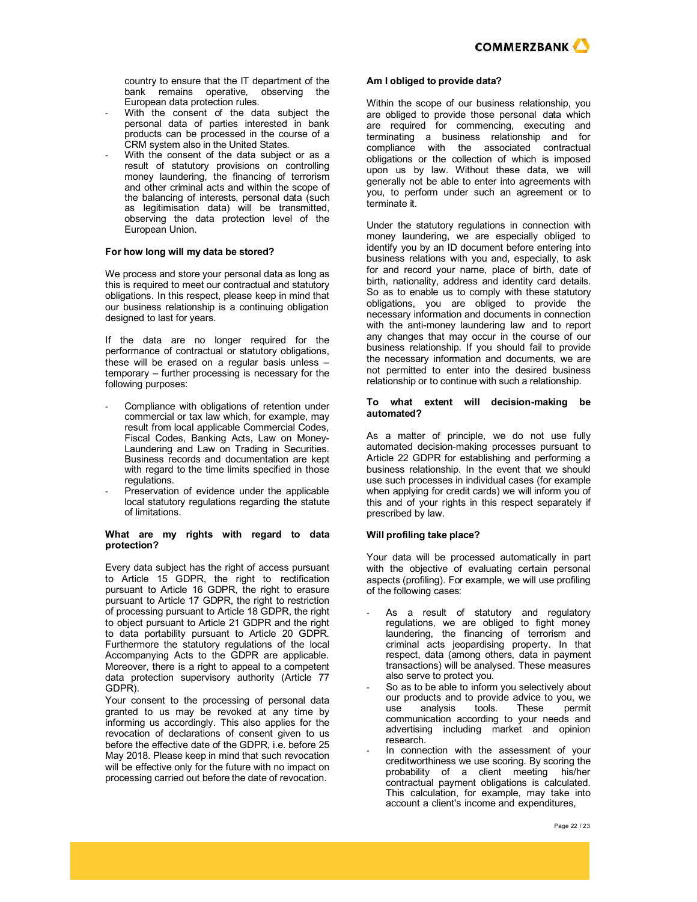country to ensure that the IT department of the bank remains operative, observing the European data protection rules.

- With the consent of the data subject the personal data of parties interested in bank products can be processed in the course of a CRM system also in the United States.
- With the consent of the data subject or as a result of statutory provisions on controlling money laundering, the financing of terrorism and other criminal acts and within the scope of the balancing of interests, personal data (such as legitimisation data) will be transmitted, observing the data protection level of the European Union.

**For how long will my data be stored?**

We process and store your personal data as long as this is required to meet our contractual and statutory obligations. In this respect, please keep in mind that our business relationship is a continuing obligation designed to last for years.

If the data are no longer required for the performance of contractual or statutory obligations, these will be erased on a regular basis unless – temporary – further processing is necessary for the following purposes:

- Compliance with obligations of retention under commercial or tax law which, for example, may result from local applicable Commercial Codes, Fiscal Codes, Banking Acts, Law on Money-Laundering and Law on Trading in Securities. Business records and documentation are kept with regard to the time limits specified in those regulations.
- Preservation of evidence under the applicable local statutory regulations regarding the statute of limitations.

**What are my rights with regard to data protection?**

Every data subject has the right of access pursuant to Article 15 GDPR, the right to rectification pursuant to Article 16 GDPR, the right to erasure pursuant to Article 17 GDPR, the right to restriction of processing pursuant to Article 18 GDPR, the right to object pursuant to Article 21 GDPR and the right to data portability pursuant to Article 20 GDPR. Furthermore the statutory regulations of the local Accompanying Acts to the GDPR are applicable. Moreover, there is a right to appeal to a competent data protection supervisory authority (Article 77 GDPR).

Your consent to the processing of personal data granted to us may be revoked at any time by informing us accordingly. This also applies for the revocation of declarations of consent given to us before the effective date of the GDPR, i.e. before 25 May 2018. Please keep in mind that such revocation will be effective only for the future with no impact on processing carried out before the date of revocation.

**Am I obliged to provide data?**

Within the scope of our business relationship, you are obliged to provide those personal data which are required for commencing, executing and terminating a business relationship and for compliance with the associated contractual obligations or the collection of which is imposed upon us by law. Without these data, we will generally not be able to enter into agreements with you, to perform under such an agreement or to terminate it.

Under the statutory regulations in connection with money laundering, we are especially obliged to identify you by an ID document before entering into business relations with you and, especially, to ask for and record your name, place of birth, date of birth, nationality, address and identity card details. So as to enable us to comply with these statutory obligations, you are obliged to provide the necessary information and documents in connection with the anti-money laundering law and to report any changes that may occur in the course of our business relationship. If you should fail to provide the necessary information and documents, we are not permitted to enter into the desired business relationship or to continue with such a relationship.

**To what extent will decision-making be automated?**

As a matter of principle, we do not use fully automated decision-making processes pursuant to Article 22 GDPR for establishing and performing a business relationship. In the event that we should use such processes in individual cases (for example when applying for credit cards) we will inform you of this and of your rights in this respect separately if prescribed by law.

**Will profiling take place?**

Your data will be processed automatically in part with the objective of evaluating certain personal aspects (profiling). For example, we will use profiling of the following cases:

- As a result of statutory and regulatory regulations, we are obliged to fight money laundering, the financing of terrorism and criminal acts jeopardising property. In that respect, data (among others, data in payment transactions) will be analysed. These measures also serve to protect you.
- So as to be able to inform you selectively about our products and to provide advice to you, we use analysis tools. These permit communication according to your needs and advertising including market and opinion research.
- In connection with the assessment of your creditworthiness we use scoring. By scoring the probability of a client meeting his/her contractual payment obligations is calculated. This calculation, for example, may take into account a client's income and expenditures,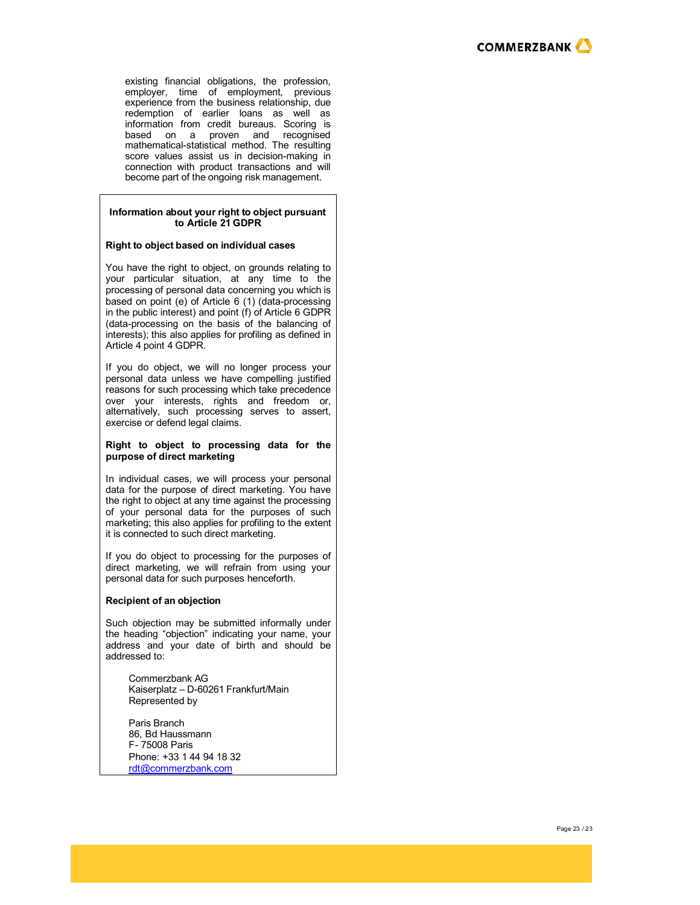existing financial obligations, the profession, employer, time of employment, previous experience from the business relationship, due redemption of earlier loans as well as information from credit bureaus. Scoring is based on a proven and recognised mathematical-statistical method. The resulting score values assist us in decision-making in connection with product transactions and will become part of the ongoing risk management.

**Information about your right to object pursuant to Article 21 GDPR**

**Right to object based on individual cases**

You have the right to object, on grounds relating to your particular situation, at any time to the processing of personal data concerning you which is based on point (e) of Article 6 (1) (data-processing in the public interest) and point (f) of Article 6 GDPR (data-processing on the basis of the balancing of interests); this also applies for profiling as defined in Article 4 point 4 GDPR.

If you do object, we will no longer process your personal data unless we have compelling justified reasons for such processing which take precedence over your interests, rights and freedom or, alternatively, such processing serves to assert, exercise or defend legal claims.

**Right to object to processing data for the purpose of direct marketing**

In individual cases, we will process your personal data for the purpose of direct marketing. You have the right to object at any time against the processing of your personal data for the purposes of such marketing; this also applies for profiling to the extent it is connected to such direct marketing.

If you do object to processing for the purposes of direct marketing, we will refrain from using your personal data for such purposes henceforth.

**Recipient of an objection**

Such objection may be submitted informally under the heading “objection” indicating your name, your address and your date of birth and should be addressed to:

Commerzbank AG
Kaiserplatz – D-60261 Frankfurt/Main
Represented by

Paris Branch
86, Bd Haussmann
F- 75008 Paris
Phone: +33 1 44 94 18 32
rdt@commerzbank.com